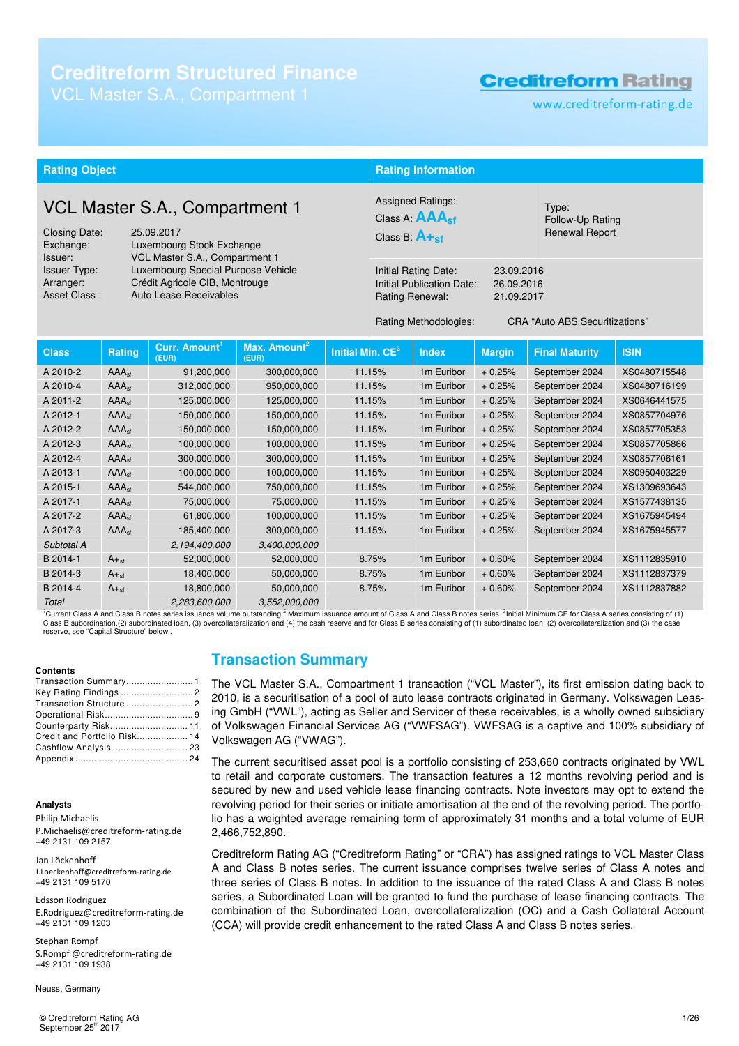# Creditreform Structured Finance

VCL Master S.A., Compartment 1

Creditreform Rating

www.creditreform-rating.de

## Rating Object

### VCL Master S.A., Compartment 1

Closing Date: 25.09.2017
Exchange: Luxembourg Stock Exchange
Issuer: VCL Master S.A., Compartment 1
Issuer Type: Luxembourg Special Purpose Vehicle
Arranger: Crédit Agricole CIB, Montrouge
Asset Class : Auto Lease Receivables

## Rating Information

Assigned Ratings:
Class A: $AAA_{sf}$
Class B: $A+_{sf}$

Type:
Follow-Up Rating
Renewal Report

Initial Rating Date: 23.09.2016
Initial Publication Date: 26.09.2016
Rating Renewal: 21.09.2017

Rating Methodologies: CRA "Auto ABS Securitizations"

| Class | Rating | Curr. Amount[1] (EUR) | Max. Amount[2] (EUR) | Initial Min. CE[3] | Index | Margin | Final Maturity | ISIN |
|---|---|---|---|---|---|---|---|---|
| A 2010-2 | $AAA_{sf}$ | 91,200,000 | 300,000,000 | 11.15% | 1m Euribor | + 0.25% | September 2024 | XS0480715548 |
| A 2010-4 | $AAA_{sf}$ | 312,000,000 | 950,000,000 | 11.15% | 1m Euribor | + 0.25% | September 2024 | XS0480716199 |
| A 2011-2 | $AAA_{sf}$ | 125,000,000 | 125,000,000 | 11.15% | 1m Euribor | + 0.25% | September 2024 | XS0646441575 |
| A 2012-1 | $AAA_{sf}$ | 150,000,000 | 150,000,000 | 11.15% | 1m Euribor | + 0.25% | September 2024 | XS0857704976 |
| A 2012-2 | $AAA_{sf}$ | 150,000,000 | 150,000,000 | 11.15% | 1m Euribor | + 0.25% | September 2024 | XS0857705353 |
| A 2012-3 | $AAA_{sf}$ | 100,000,000 | 100,000,000 | 11.15% | 1m Euribor | + 0.25% | September 2024 | XS0857705866 |
| A 2012-4 | $AAA_{sf}$ | 300,000,000 | 300,000,000 | 11.15% | 1m Euribor | + 0.25% | September 2024 | XS0857706161 |
| A 2013-1 | $AAA_{sf}$ | 100,000,000 | 100,000,000 | 11.15% | 1m Euribor | + 0.25% | September 2024 | XS0950403229 |
| A 2015-1 | $AAA_{sf}$ | 544,000,000 | 750,000,000 | 11.15% | 1m Euribor | + 0.25% | September 2024 | XS1309693643 |
| A 2017-1 | $AAA_{sf}$ | 75,000,000 | 75,000,000 | 11.15% | 1m Euribor | + 0.25% | September 2024 | XS1577438135 |
| A 2017-2 | $AAA_{sf}$ | 61,800,000 | 100,000,000 | 11.15% | 1m Euribor | + 0.25% | September 2024 | XS1675945494 |
| A 2017-3 | $AAA_{sf}$ | 185,400,000 | 300,000,000 | 11.15% | 1m Euribor | + 0.25% | September 2024 | XS1675945577 |
| *Subtotal A* | | *2,194,400,000* | *3,400,000,000* | | | | | |
| B 2014-1 | $A+_{sf}$ | 52,000,000 | 52,000,000 | 8.75% | 1m Euribor | + 0.60% | September 2024 | XS1112835910 |
| B 2014-3 | $A+_{sf}$ | 18,400,000 | 50,000,000 | 8.75% | 1m Euribor | + 0.60% | September 2024 | XS1112837379 |
| B 2014-4 | $A+_{sf}$ | 18,800,000 | 50,000,000 | 8.75% | 1m Euribor | + 0.60% | September 2024 | XS1112837882 |
| *Total* | | *2,283,600,000* | *3,552,000,000* | | | | | |

[1]Current Class A and Class B notes series issuance volume outstanding [2] Maximum issuance amount of Class A and Class B notes series [3]Initial Minimum CE for Class A series consisting of (1) Class B subordination,(2) subordinated loan, (3) overcollateralization and (4) the cash reserve and for Class B series consisting of (1) subordinated loan, (2) overcollateralization and (3) the case reserve, see "Capital Structure" below .

**Contents**

Transaction Summary .......................... 1
Key Rating Findings ........................... 2
Transaction Structure ......................... 2
Operational Risk ................................ 9
Counterparty Risk ............................ 11
Credit and Portfolio Risk .................. 14
Cashflow Analysis ............................ 23
Appendix .......................................... 24

**Analysts**

Philip Michaelis
P.Michaelis@creditreform-rating.de
+49 2131 109 2157

Jan Löckenhoff
J.Loeckenhoff@creditreform-rating.de
+49 2131 109 5170

Edsson Rodriguez
E.Rodriguez@creditreform-rating.de
+49 2131 109 1203

Stephan Rompf
S.Rompf @creditreform-rating.de
+49 2131 109 1938

Neuss, Germany

## Transaction Summary

The VCL Master S.A., Compartment 1 transaction ("VCL Master"), its first emission dating back to 2010, is a securitisation of a pool of auto lease contracts originated in Germany. Volkswagen Leasing GmbH ("VWL"), acting as Seller and Servicer of these receivables, is a wholly owned subsidiary of Volkswagen Financial Services AG ("VWFSAG"). VWFSAG is a captive and 100% subsidiary of Volkswagen AG ("VWAG").

The current securitised asset pool is a portfolio consisting of 253,660 contracts originated by VWL to retail and corporate customers. The transaction features a 12 months revolving period and is secured by new and used vehicle lease financing contracts. Note investors may opt to extend the revolving period for their series or initiate amortisation at the end of the revolving period. The portfolio has a weighted average remaining term of approximately 31 months and a total volume of EUR 2,466,752,890.

Creditreform Rating AG ("Creditreform Rating" or "CRA") has assigned ratings to VCL Master Class A and Class B notes series. The current issuance comprises twelve series of Class A notes and three series of Class B notes. In addition to the issuance of the rated Class A and Class B notes series, a Subordinated Loan will be granted to fund the purchase of lease financing contracts. The combination of the Subordinated Loan, overcollateralization (OC) and a Cash Collateral Account (CCA) will provide credit enhancement to the rated Class A and Class B notes series.

© Creditreform Rating AG
September 25th 2017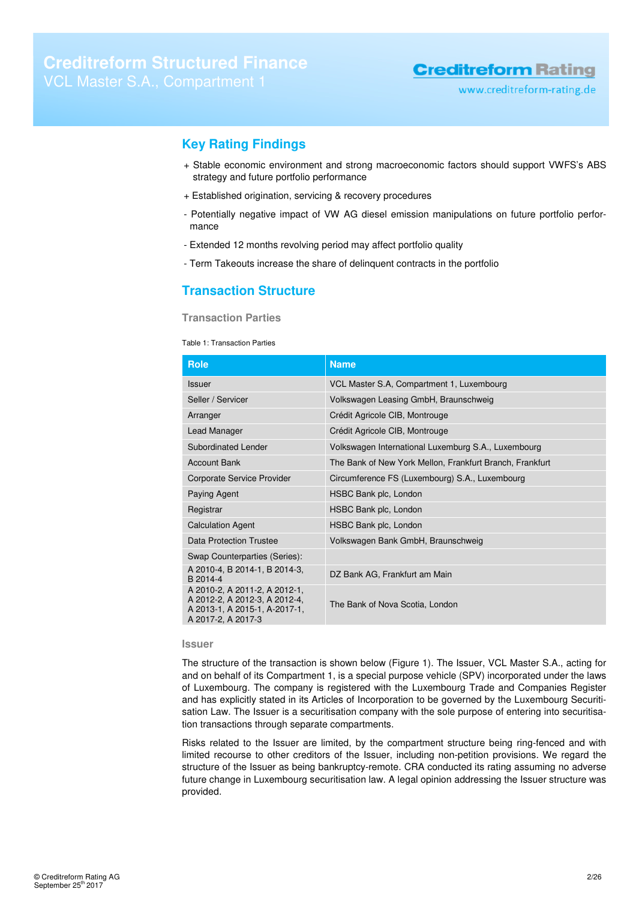## Key Rating Findings

+ Stable economic environment and strong macroeconomic factors should support VWFS's ABS strategy and future portfolio performance

+ Established origination, servicing & recovery procedures

- Potentially negative impact of VW AG diesel emission manipulations on future portfolio performance

- Extended 12 months revolving period may affect portfolio quality

- Term Takeouts increase the share of delinquent contracts in the portfolio

## Transaction Structure

### Transaction Parties

Table 1: Transaction Parties

| Role | Name |
|---|---|
| Issuer | VCL Master S.A, Compartment 1, Luxembourg |
| Seller / Servicer | Volkswagen Leasing GmbH, Braunschweig |
| Arranger | Crédit Agricole CIB, Montrouge |
| Lead Manager | Crédit Agricole CIB, Montrouge |
| Subordinated Lender | Volkswagen International Luxemburg S.A., Luxembourg |
| Account Bank | The Bank of New York Mellon, Frankfurt Branch, Frankfurt |
| Corporate Service Provider | Circumference FS (Luxembourg) S.A., Luxembourg |
| Paying Agent | HSBC Bank plc, London |
| Registrar | HSBC Bank plc, London |
| Calculation Agent | HSBC Bank plc, London |
| Data Protection Trustee | Volkswagen Bank GmbH, Braunschweig |
| Swap Counterparties (Series): | |
| A 2010-4, B 2014-1, B 2014-3, B 2014-4 | DZ Bank AG, Frankfurt am Main |
| A 2010-2, A 2011-2, A 2012-1, A 2012-2, A 2012-3, A 2012-4, A 2013-1, A 2015-1, A-2017-1, A 2017-2, A 2017-3 | The Bank of Nova Scotia, London |

### Issuer

The structure of the transaction is shown below (Figure 1). The Issuer, VCL Master S.A., acting for and on behalf of its Compartment 1, is a special purpose vehicle (SPV) incorporated under the laws of Luxembourg. The company is registered with the Luxembourg Trade and Companies Register and has explicitly stated in its Articles of Incorporation to be governed by the Luxembourg Securitisation Law. The Issuer is a securitisation company with the sole purpose of entering into securitisation transactions through separate compartments.

Risks related to the Issuer are limited, by the compartment structure being ring-fenced and with limited recourse to other creditors of the Issuer, including non-petition provisions. We regard the structure of the Issuer as being bankruptcy-remote. CRA conducted its rating assuming no adverse future change in Luxembourg securitisation law. A legal opinion addressing the Issuer structure was provided.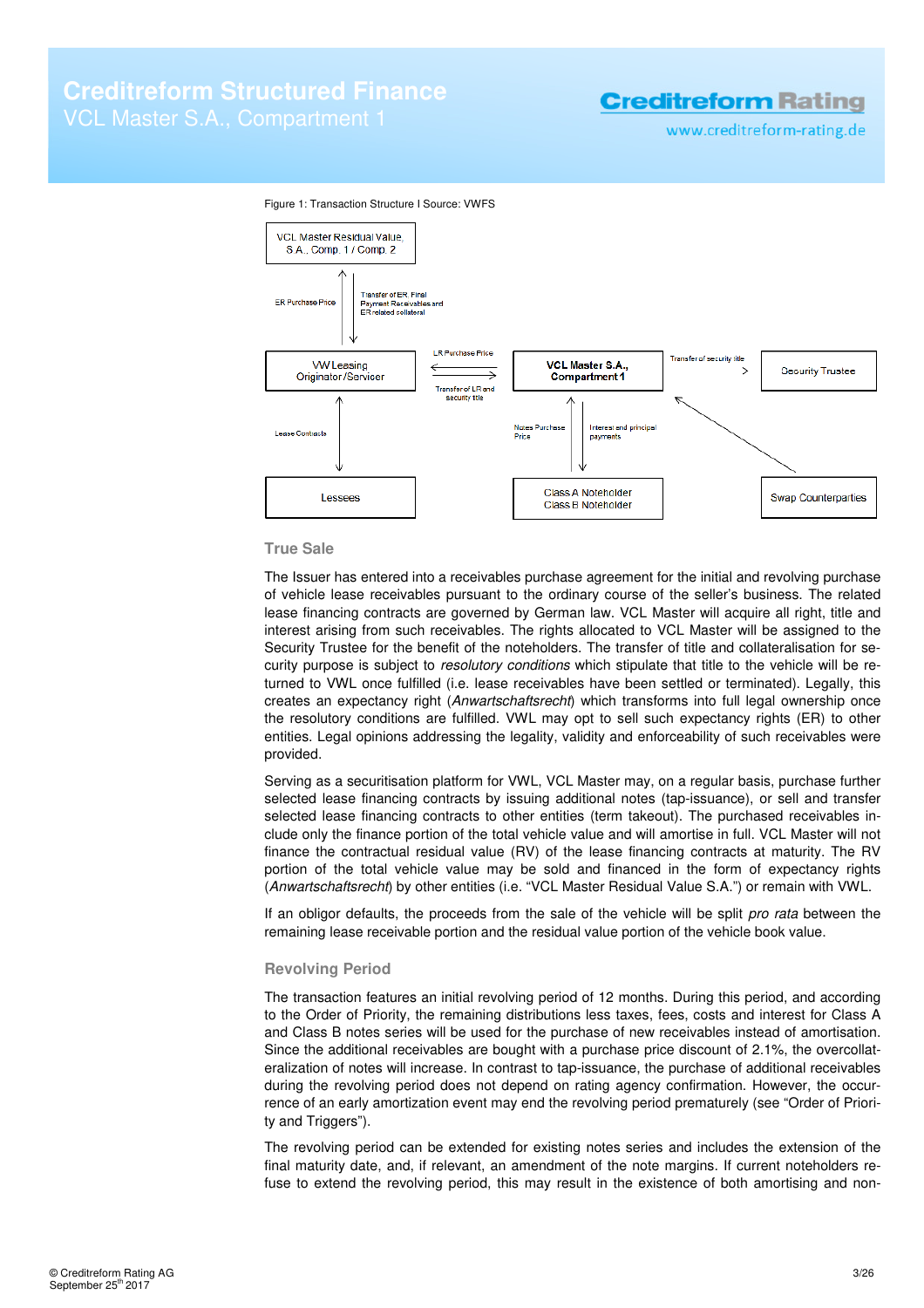Figure 1: Transaction Structure I Source: VWFS

VCL Master Residual Value, S.A., Comp. 1 / Comp. 2

ER Purchase Price

Transfer of ER, Final Payment Receivables and ER related collateral

VW Leasing Originator / Servicer

LR Purchase Price

Transfer of LR and security title

VCL Master S.A., Compartment 1

Transfer of security title

Security Trustee

Lease Contracts

Notes Purchase Price

Interest and principal payments

Lessees

Class A Noteholder
Class B Noteholder

Swap Counterparties

## True Sale

The Issuer has entered into a receivables purchase agreement for the initial and revolving purchase of vehicle lease receivables pursuant to the ordinary course of the seller's business. The related lease financing contracts are governed by German law. VCL Master will acquire all right, title and interest arising from such receivables. The rights allocated to VCL Master will be assigned to the Security Trustee for the benefit of the noteholders. The transfer of title and collateralisation for security purpose is subject to *resolutory conditions* which stipulate that title to the vehicle will be returned to VWL once fulfilled (i.e. lease receivables have been settled or terminated). Legally, this creates an expectancy right (*Anwartschaftsrecht*) which transforms into full legal ownership once the resolutory conditions are fulfilled. VWL may opt to sell such expectancy rights (ER) to other entities. Legal opinions addressing the legality, validity and enforceability of such receivables were provided.

Serving as a securitisation platform for VWL, VCL Master may, on a regular basis, purchase further selected lease financing contracts by issuing additional notes (tap-issuance), or sell and transfer selected lease financing contracts to other entities (term takeout). The purchased receivables include only the finance portion of the total vehicle value and will amortise in full. VCL Master will not finance the contractual residual value (RV) of the lease financing contracts at maturity. The RV portion of the total vehicle value may be sold and financed in the form of expectancy rights (*Anwartschaftsrecht*) by other entities (i.e. "VCL Master Residual Value S.A.") or remain with VWL.

If an obligor defaults, the proceeds from the sale of the vehicle will be split *pro rata* between the remaining lease receivable portion and the residual value portion of the vehicle book value.

## Revolving Period

The transaction features an initial revolving period of 12 months. During this period, and according to the Order of Priority, the remaining distributions less taxes, fees, costs and interest for Class A and Class B notes series will be used for the purchase of new receivables instead of amortisation. Since the additional receivables are bought with a purchase price discount of 2.1%, the overcollateralization of notes will increase. In contrast to tap-issuance, the purchase of additional receivables during the revolving period does not depend on rating agency confirmation. However, the occurrence of an early amortization event may end the revolving period prematurely (see "Order of Priority and Triggers").

The revolving period can be extended for existing notes series and includes the extension of the final maturity date, and, if relevant, an amendment of the note margins. If current noteholders refuse to extend the revolving period, this may result in the existence of both amortising and non-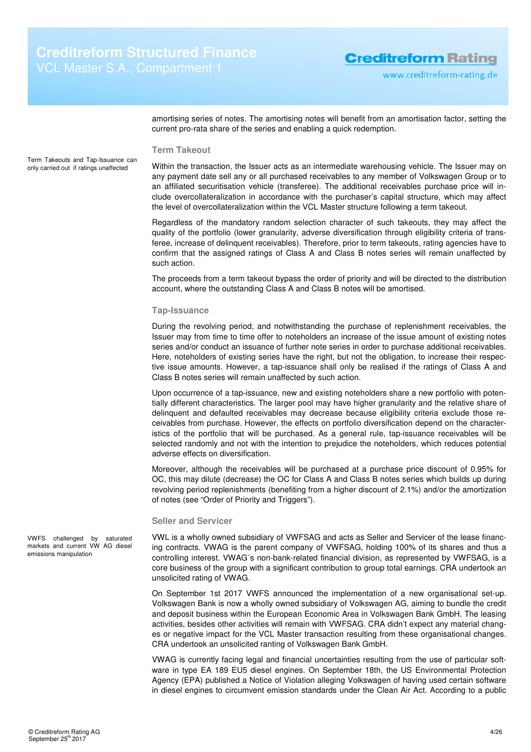amortising series of notes. The amortising notes will benefit from an amortisation factor, setting the current pro-rata share of the series and enabling a quick redemption.

### Term Takeout

Term Takeouts and Tap-Issuance can only carried out if ratings unaffected

Within the transaction, the Issuer acts as an intermediate warehousing vehicle. The Issuer may on any payment date sell any or all purchased receivables to any member of Volkswagen Group or to an affiliated securitisation vehicle (transferee). The additional receivables purchase price will include overcollateralization in accordance with the purchaser's capital structure, which may affect the level of overcollateralization within the VCL Master structure following a term takeout.

Regardless of the mandatory random selection character of such takeouts, they may affect the quality of the portfolio (lower granularity, adverse diversification through eligibility criteria of transferee, increase of delinquent receivables). Therefore, prior to term takeouts, rating agencies have to confirm that the assigned ratings of Class A and Class B notes series will remain unaffected by such action.

The proceeds from a term takeout bypass the order of priority and will be directed to the distribution account, where the outstanding Class A and Class B notes will be amortised.

### Tap-Issuance

During the revolving period, and notwithstanding the purchase of replenishment receivables, the Issuer may from time to time offer to noteholders an increase of the issue amount of existing notes series and/or conduct an issuance of further note series in order to purchase additional receivables. Here, noteholders of existing series have the right, but not the obligation, to increase their respective issue amounts. However, a tap-issuance shall only be realised if the ratings of Class A and Class B notes series will remain unaffected by such action.

Upon occurrence of a tap-issuance, new and existing noteholders share a new portfolio with potentially different characteristics. The larger pool may have higher granularity and the relative share of delinquent and defaulted receivables may decrease because eligibility criteria exclude those receivables from purchase. However, the effects on portfolio diversification depend on the characteristics of the portfolio that will be purchased. As a general rule, tap-issuance receivables will be selected randomly and not with the intention to prejudice the noteholders, which reduces potential adverse effects on diversification.

Moreover, although the receivables will be purchased at a purchase price discount of 0.95% for OC, this may dilute (decrease) the OC for Class A and Class B notes series which builds up during revolving period replenishments (benefiting from a higher discount of 2.1%) and/or the amortization of notes (see "Order of Priority and Triggers").

### Seller and Servicer

VWFS challenged by saturated markets and current VW AG diesel emissions manipulation

VWL is a wholly owned subsidiary of VWFSAG and acts as Seller and Servicer of the lease financing contracts. VWAG is the parent company of VWFSAG, holding 100% of its shares and thus a controlling interest. VWAG´s non-bank-related financial division, as represented by VWFSAG, is a core business of the group with a significant contribution to group total earnings. CRA undertook an unsolicited rating of VWAG.

On September 1st 2017 VWFS announced the implementation of a new organisational set-up. Volkswagen Bank is now a wholly owned subsidiary of Volkswagen AG, aiming to bundle the credit and deposit business within the European Economic Area in Volkswagen Bank GmbH. The leasing activities, besides other activities will remain with VWFSAG. CRA didn't expect any material changes or negative impact for the VCL Master transaction resulting from these organisational changes. CRA undertook an unsolicited ranting of Volkswagen Bank GmbH.

VWAG is currently facing legal and financial uncertainties resulting from the use of particular software in type EA 189 EU5 diesel engines. On September 18th, the US Environmental Protection Agency (EPA) published a Notice of Violation alleging Volkswagen of having used certain software in diesel engines to circumvent emission standards under the Clean Air Act. According to a public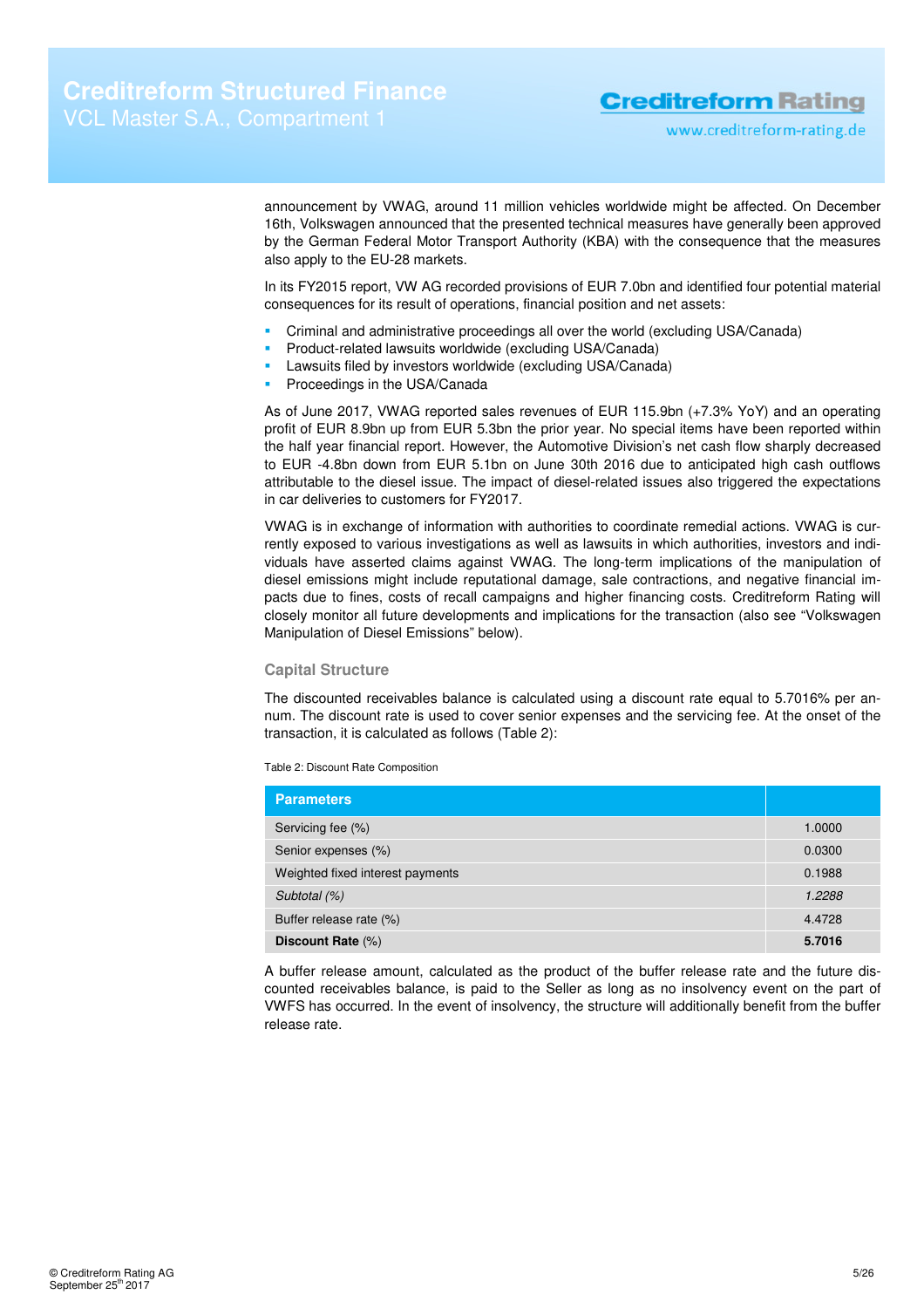announcement by VWAG, around 11 million vehicles worldwide might be affected. On December 16th, Volkswagen announced that the presented technical measures have generally been approved by the German Federal Motor Transport Authority (KBA) with the consequence that the measures also apply to the EU-28 markets.

In its FY2015 report, VW AG recorded provisions of EUR 7.0bn and identified four potential material consequences for its result of operations, financial position and net assets:

- Criminal and administrative proceedings all over the world (excluding USA/Canada)
- Product-related lawsuits worldwide (excluding USA/Canada)
- Lawsuits filed by investors worldwide (excluding USA/Canada)
- Proceedings in the USA/Canada

As of June 2017, VWAG reported sales revenues of EUR 115.9bn (+7.3% YoY) and an operating profit of EUR 8.9bn up from EUR 5.3bn the prior year. No special items have been reported within the half year financial report. However, the Automotive Division's net cash flow sharply decreased to EUR -4.8bn down from EUR 5.1bn on June 30th 2016 due to anticipated high cash outflows attributable to the diesel issue. The impact of diesel-related issues also triggered the expectations in car deliveries to customers for FY2017.

VWAG is in exchange of information with authorities to coordinate remedial actions. VWAG is currently exposed to various investigations as well as lawsuits in which authorities, investors and individuals have asserted claims against VWAG. The long-term implications of the manipulation of diesel emissions might include reputational damage, sale contractions, and negative financial impacts due to fines, costs of recall campaigns and higher financing costs. Creditreform Rating will closely monitor all future developments and implications for the transaction (also see "Volkswagen Manipulation of Diesel Emissions" below).

## Capital Structure

The discounted receivables balance is calculated using a discount rate equal to 5.7016% per annum. The discount rate is used to cover senior expenses and the servicing fee. At the onset of the transaction, it is calculated as follows (Table 2):

Table 2: Discount Rate Composition

| Parameters | |
|---|---|
| Servicing fee (%) | 1.0000 |
| Senior expenses (%) | 0.0300 |
| Weighted fixed interest payments | 0.1988 |
| *Subtotal (%)* | *1.2288* |
| Buffer release rate (%) | 4.4728 |
| **Discount Rate** (%) | **5.7016** |

A buffer release amount, calculated as the product of the buffer release rate and the future discounted receivables balance, is paid to the Seller as long as no insolvency event on the part of VWFS has occurred. In the event of insolvency, the structure will additionally benefit from the buffer release rate.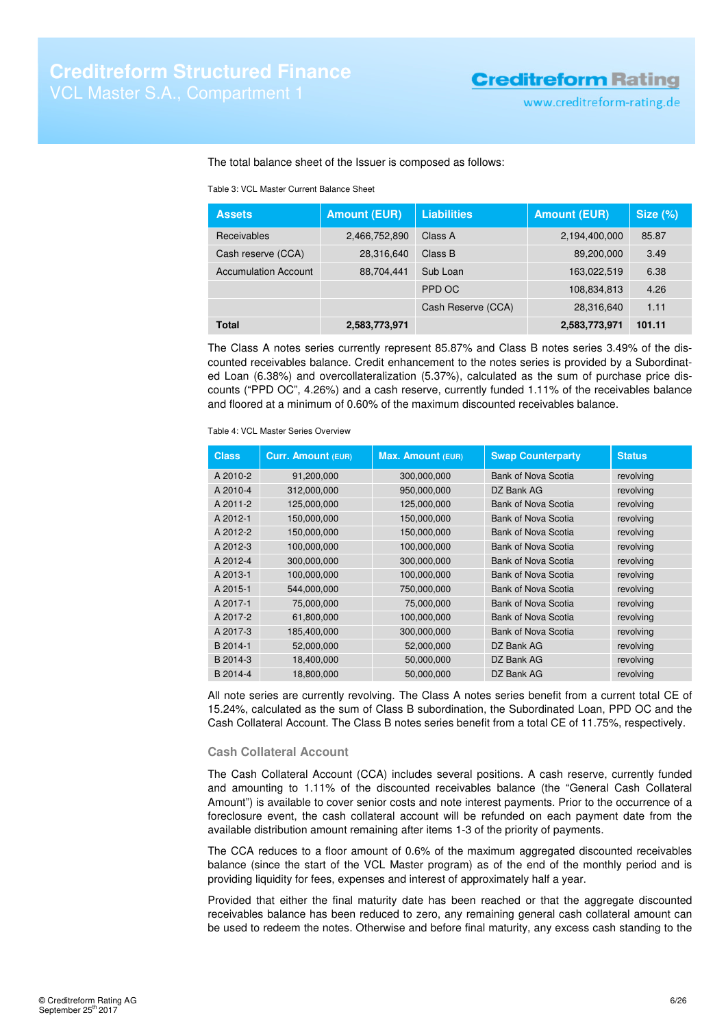The total balance sheet of the Issuer is composed as follows:

Table 3: VCL Master Current Balance Sheet

| Assets | Amount (EUR) | Liabilities | Amount (EUR) | Size (%) |
|---|---|---|---|---|
| Receivables | 2,466,752,890 | Class A | 2,194,400,000 | 85.87 |
| Cash reserve (CCA) | 28,316,640 | Class B | 89,200,000 | 3.49 |
| Accumulation Account | 88,704,441 | Sub Loan | 163,022,519 | 6.38 |
| | | PPD OC | 108,834,813 | 4.26 |
| | | Cash Reserve (CCA) | 28,316,640 | 1.11 |
| **Total** | **2,583,773,971** | | **2,583,773,971** | **101.11** |

The Class A notes series currently represent 85.87% and Class B notes series 3.49% of the discounted receivables balance. Credit enhancement to the notes series is provided by a Subordinated Loan (6.38%) and overcollateralization (5.37%), calculated as the sum of purchase price discounts ("PPD OC", 4.26%) and a cash reserve, currently funded 1.11% of the receivables balance and floored at a minimum of 0.60% of the maximum discounted receivables balance.

Table 4: VCL Master Series Overview

| Class | Curr. Amount (EUR) | Max. Amount (EUR) | Swap Counterparty | Status |
|---|---|---|---|---|
| A 2010-2 | 91,200,000 | 300,000,000 | Bank of Nova Scotia | revolving |
| A 2010-4 | 312,000,000 | 950,000,000 | DZ Bank AG | revolving |
| A 2011-2 | 125,000,000 | 125,000,000 | Bank of Nova Scotia | revolving |
| A 2012-1 | 150,000,000 | 150,000,000 | Bank of Nova Scotia | revolving |
| A 2012-2 | 150,000,000 | 150,000,000 | Bank of Nova Scotia | revolving |
| A 2012-3 | 100,000,000 | 100,000,000 | Bank of Nova Scotia | revolving |
| A 2012-4 | 300,000,000 | 300,000,000 | Bank of Nova Scotia | revolving |
| A 2013-1 | 100,000,000 | 100,000,000 | Bank of Nova Scotia | revolving |
| A 2015-1 | 544,000,000 | 750,000,000 | Bank of Nova Scotia | revolving |
| A 2017-1 | 75,000,000 | 75,000,000 | Bank of Nova Scotia | revolving |
| A 2017-2 | 61,800,000 | 100,000,000 | Bank of Nova Scotia | revolving |
| A 2017-3 | 185,400,000 | 300,000,000 | Bank of Nova Scotia | revolving |
| B 2014-1 | 52,000,000 | 52,000,000 | DZ Bank AG | revolving |
| B 2014-3 | 18,400,000 | 50,000,000 | DZ Bank AG | revolving |
| B 2014-4 | 18,800,000 | 50,000,000 | DZ Bank AG | revolving |

All note series are currently revolving. The Class A notes series benefit from a current total CE of 15.24%, calculated as the sum of Class B subordination, the Subordinated Loan, PPD OC and the Cash Collateral Account. The Class B notes series benefit from a total CE of 11.75%, respectively.

### Cash Collateral Account

The Cash Collateral Account (CCA) includes several positions. A cash reserve, currently funded and amounting to 1.11% of the discounted receivables balance (the "General Cash Collateral Amount") is available to cover senior costs and note interest payments. Prior to the occurrence of a foreclosure event, the cash collateral account will be refunded on each payment date from the available distribution amount remaining after items 1-3 of the priority of payments.

The CCA reduces to a floor amount of 0.6% of the maximum aggregated discounted receivables balance (since the start of the VCL Master program) as of the end of the monthly period and is providing liquidity for fees, expenses and interest of approximately half a year.

Provided that either the final maturity date has been reached or that the aggregate discounted receivables balance has been reduced to zero, any remaining general cash collateral amount can be used to redeem the notes. Otherwise and before final maturity, any excess cash standing to the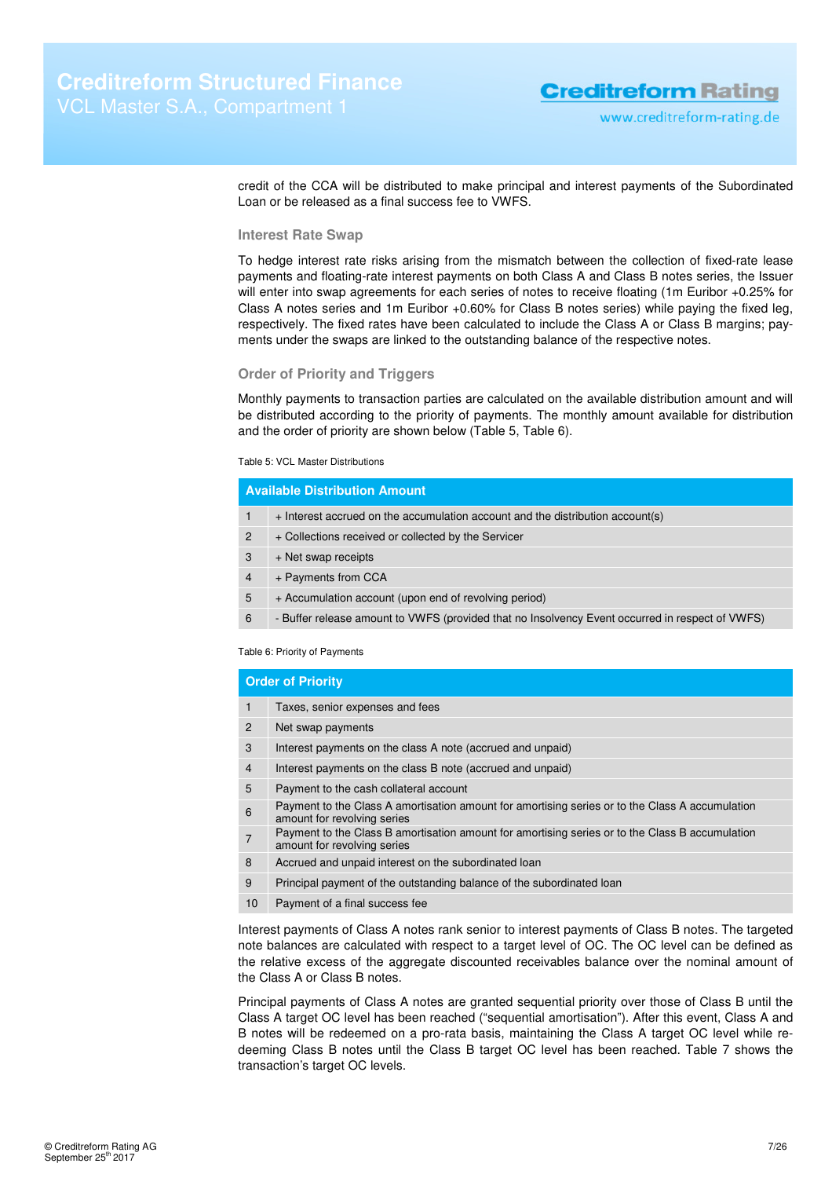credit of the CCA will be distributed to make principal and interest payments of the Subordinated Loan or be released as a final success fee to VWFS.

### Interest Rate Swap

To hedge interest rate risks arising from the mismatch between the collection of fixed-rate lease payments and floating-rate interest payments on both Class A and Class B notes series, the Issuer will enter into swap agreements for each series of notes to receive floating (1m Euribor +0.25% for Class A notes series and 1m Euribor +0.60% for Class B notes series) while paying the fixed leg, respectively. The fixed rates have been calculated to include the Class A or Class B margins; payments under the swaps are linked to the outstanding balance of the respective notes.

### Order of Priority and Triggers

Monthly payments to transaction parties are calculated on the available distribution amount and will be distributed according to the priority of payments. The monthly amount available for distribution and the order of priority are shown below (Table 5, Table 6).

Table 5: VCL Master Distributions

| | Available Distribution Amount |
|---|---|
| 1 | + Interest accrued on the accumulation account and the distribution account(s) |
| 2 | + Collections received or collected by the Servicer |
| 3 | + Net swap receipts |
| 4 | + Payments from CCA |
| 5 | + Accumulation account (upon end of revolving period) |
| 6 | - Buffer release amount to VWFS (provided that no Insolvency Event occurred in respect of VWFS) |

Table 6: Priority of Payments

| | Order of Priority |
|---|---|
| 1 | Taxes, senior expenses and fees |
| 2 | Net swap payments |
| 3 | Interest payments on the class A note (accrued and unpaid) |
| 4 | Interest payments on the class B note (accrued and unpaid) |
| 5 | Payment to the cash collateral account |
| 6 | Payment to the Class A amortisation amount for amortising series or to the Class A accumulation amount for revolving series |
| 7 | Payment to the Class B amortisation amount for amortising series or to the Class B accumulation amount for revolving series |
| 8 | Accrued and unpaid interest on the subordinated loan |
| 9 | Principal payment of the outstanding balance of the subordinated loan |
| 10 | Payment of a final success fee |

Interest payments of Class A notes rank senior to interest payments of Class B notes. The targeted note balances are calculated with respect to a target level of OC. The OC level can be defined as the relative excess of the aggregate discounted receivables balance over the nominal amount of the Class A or Class B notes.

Principal payments of Class A notes are granted sequential priority over those of Class B until the Class A target OC level has been reached ("sequential amortisation"). After this event, Class A and B notes will be redeemed on a pro-rata basis, maintaining the Class A target OC level while redeeming Class B notes until the Class B target OC level has been reached. Table 7 shows the transaction's target OC levels.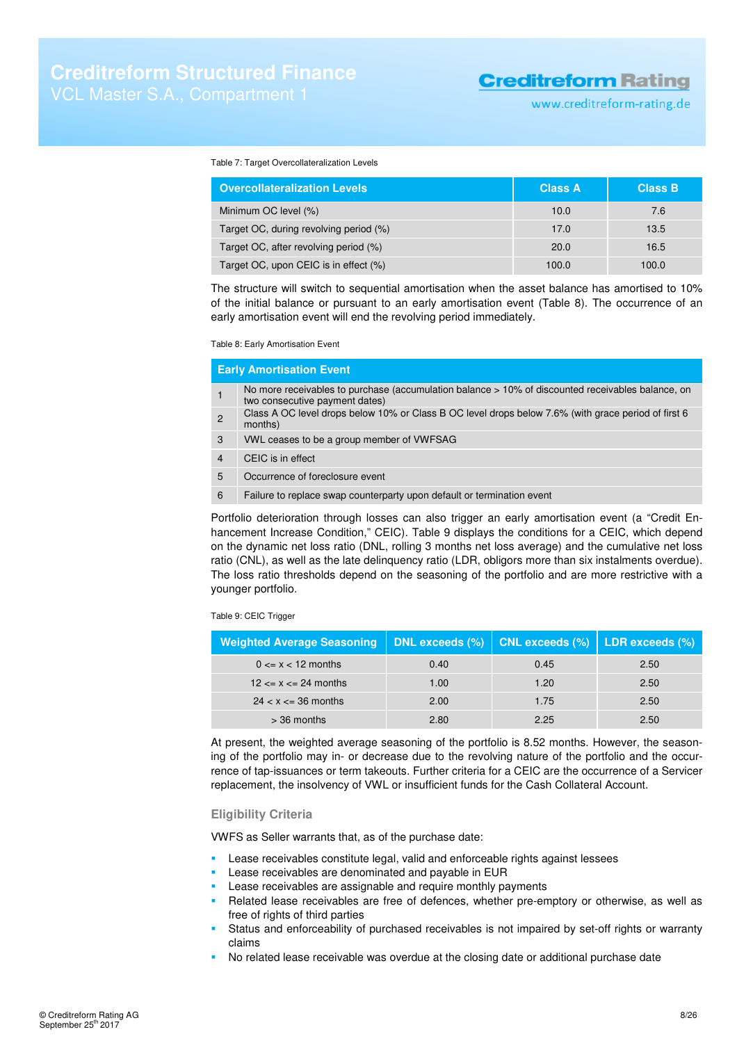Table 7: Target Overcollateralization Levels

| Overcollateralization Levels | Class A | Class B |
|---|---|---|
| Minimum OC level (%) | 10.0 | 7.6 |
| Target OC, during revolving period (%) | 17.0 | 13.5 |
| Target OC, after revolving period (%) | 20.0 | 16.5 |
| Target OC, upon CEIC is in effect (%) | 100.0 | 100.0 |

The structure will switch to sequential amortisation when the asset balance has amortised to 10% of the initial balance or pursuant to an early amortisation event (Table 8). The occurrence of an early amortisation event will end the revolving period immediately.

Table 8: Early Amortisation Event

| Early Amortisation Event | |
|---|---|
| 1 | No more receivables to purchase (accumulation balance > 10% of discounted receivables balance, on two consecutive payment dates) |
| 2 | Class A OC level drops below 10% or Class B OC level drops below 7.6% (with grace period of first 6 months) |
| 3 | VWL ceases to be a group member of VWFSAG |
| 4 | CEIC is in effect |
| 5 | Occurrence of foreclosure event |
| 6 | Failure to replace swap counterparty upon default or termination event |

Portfolio deterioration through losses can also trigger an early amortisation event (a "Credit Enhancement Increase Condition," CEIC). Table 9 displays the conditions for a CEIC, which depend on the dynamic net loss ratio (DNL, rolling 3 months net loss average) and the cumulative net loss ratio (CNL), as well as the late delinquency ratio (LDR, obligors more than six instalments overdue). The loss ratio thresholds depend on the seasoning of the portfolio and are more restrictive with a younger portfolio.

Table 9: CEIC Trigger

| Weighted Average Seasoning | DNL exceeds (%) | CNL exceeds (%) | LDR exceeds (%) |
|---|---|---|---|
| 0 <= x < 12 months | 0.40 | 0.45 | 2.50 |
| 12 <= x <= 24 months | 1.00 | 1.20 | 2.50 |
| 24 < x <= 36 months | 2.00 | 1.75 | 2.50 |
| > 36 months | 2.80 | 2.25 | 2.50 |

At present, the weighted average seasoning of the portfolio is 8.52 months. However, the seasoning of the portfolio may in- or decrease due to the revolving nature of the portfolio and the occurrence of tap-issuances or term takeouts. Further criteria for a CEIC are the occurrence of a Servicer replacement, the insolvency of VWL or insufficient funds for the Cash Collateral Account.

### Eligibility Criteria

VWFS as Seller warrants that, as of the purchase date:

- Lease receivables constitute legal, valid and enforceable rights against lessees
- Lease receivables are denominated and payable in EUR
- Lease receivables are assignable and require monthly payments
- Related lease receivables are free of defences, whether pre-emptory or otherwise, as well as free of rights of third parties
- Status and enforceability of purchased receivables is not impaired by set-off rights or warranty claims
- No related lease receivable was overdue at the closing date or additional purchase date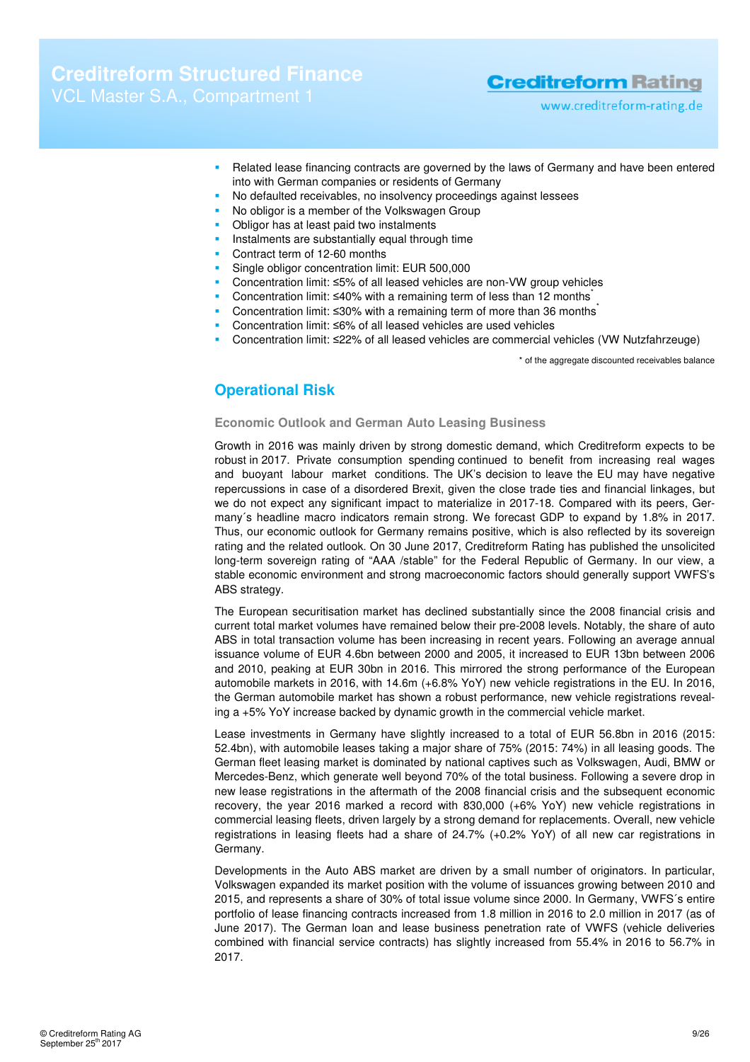- Related lease financing contracts are governed by the laws of Germany and have been entered into with German companies or residents of Germany
- No defaulted receivables, no insolvency proceedings against lessees
- No obligor is a member of the Volkswagen Group
- Obligor has at least paid two instalments
- Instalments are substantially equal through time
- Contract term of 12-60 months
- Single obligor concentration limit: EUR 500,000
- Concentration limit: ≤5% of all leased vehicles are non-VW group vehicles
- Concentration limit: ≤40% with a remaining term of less than 12 months*
- Concentration limit: ≤30% with a remaining term of more than 36 months*
- Concentration limit: ≤6% of all leased vehicles are used vehicles
- Concentration limit: ≤22% of all leased vehicles are commercial vehicles (VW Nutzfahrzeuge)

\* of the aggregate discounted receivables balance

## Operational Risk

### Economic Outlook and German Auto Leasing Business

Growth in 2016 was mainly driven by strong domestic demand, which Creditreform expects to be robust in 2017. Private consumption spending continued to benefit from increasing real wages and buoyant labour market conditions. The UK's decision to leave the EU may have negative repercussions in case of a disordered Brexit, given the close trade ties and financial linkages, but we do not expect any significant impact to materialize in 2017-18. Compared with its peers, Germany´s headline macro indicators remain strong. We forecast GDP to expand by 1.8% in 2017. Thus, our economic outlook for Germany remains positive, which is also reflected by its sovereign rating and the related outlook. On 30 June 2017, Creditreform Rating has published the unsolicited long-term sovereign rating of "AAA /stable" for the Federal Republic of Germany. In our view, a stable economic environment and strong macroeconomic factors should generally support VWFS's ABS strategy.

The European securitisation market has declined substantially since the 2008 financial crisis and current total market volumes have remained below their pre-2008 levels. Notably, the share of auto ABS in total transaction volume has been increasing in recent years. Following an average annual issuance volume of EUR 4.6bn between 2000 and 2005, it increased to EUR 13bn between 2006 and 2010, peaking at EUR 30bn in 2016. This mirrored the strong performance of the European automobile markets in 2016, with 14.6m (+6.8% YoY) new vehicle registrations in the EU. In 2016, the German automobile market has shown a robust performance, new vehicle registrations revealing a +5% YoY increase backed by dynamic growth in the commercial vehicle market.

Lease investments in Germany have slightly increased to a total of EUR 56.8bn in 2016 (2015: 52.4bn), with automobile leases taking a major share of 75% (2015: 74%) in all leasing goods. The German fleet leasing market is dominated by national captives such as Volkswagen, Audi, BMW or Mercedes-Benz, which generate well beyond 70% of the total business. Following a severe drop in new lease registrations in the aftermath of the 2008 financial crisis and the subsequent economic recovery, the year 2016 marked a record with 830,000 (+6% YoY) new vehicle registrations in commercial leasing fleets, driven largely by a strong demand for replacements. Overall, new vehicle registrations in leasing fleets had a share of 24.7% (+0.2% YoY) of all new car registrations in Germany.

Developments in the Auto ABS market are driven by a small number of originators. In particular, Volkswagen expanded its market position with the volume of issuances growing between 2010 and 2015, and represents a share of 30% of total issue volume since 2000. In Germany, VWFS´s entire portfolio of lease financing contracts increased from 1.8 million in 2016 to 2.0 million in 2017 (as of June 2017). The German loan and lease business penetration rate of VWFS (vehicle deliveries combined with financial service contracts) has slightly increased from 55.4% in 2016 to 56.7% in 2017.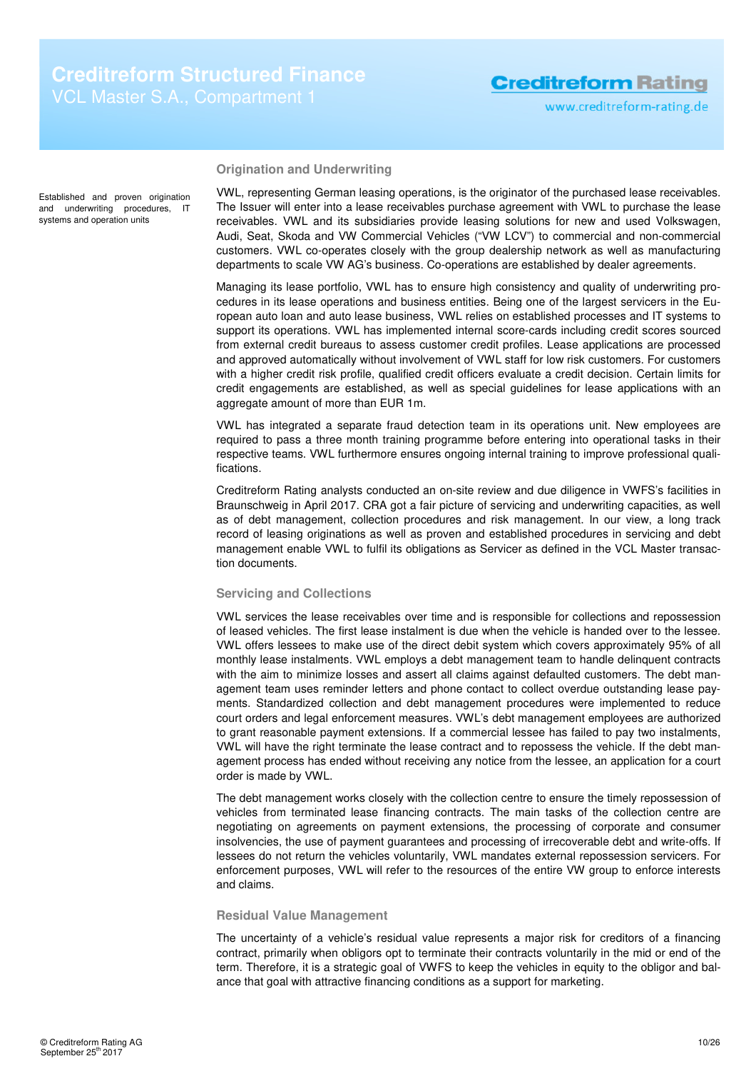### Origination and Underwriting

Established and proven origination and underwriting procedures, IT systems and operation units

VWL, representing German leasing operations, is the originator of the purchased lease receivables. The Issuer will enter into a lease receivables purchase agreement with VWL to purchase the lease receivables. VWL and its subsidiaries provide leasing solutions for new and used Volkswagen, Audi, Seat, Skoda and VW Commercial Vehicles ("VW LCV") to commercial and non-commercial customers. VWL co-operates closely with the group dealership network as well as manufacturing departments to scale VW AG's business. Co-operations are established by dealer agreements.

Managing its lease portfolio, VWL has to ensure high consistency and quality of underwriting procedures in its lease operations and business entities. Being one of the largest servicers in the European auto loan and auto lease business, VWL relies on established processes and IT systems to support its operations. VWL has implemented internal score-cards including credit scores sourced from external credit bureaus to assess customer credit profiles. Lease applications are processed and approved automatically without involvement of VWL staff for low risk customers. For customers with a higher credit risk profile, qualified credit officers evaluate a credit decision. Certain limits for credit engagements are established, as well as special guidelines for lease applications with an aggregate amount of more than EUR 1m.

VWL has integrated a separate fraud detection team in its operations unit. New employees are required to pass a three month training programme before entering into operational tasks in their respective teams. VWL furthermore ensures ongoing internal training to improve professional qualifications.

Creditreform Rating analysts conducted an on-site review and due diligence in VWFS's facilities in Braunschweig in April 2017. CRA got a fair picture of servicing and underwriting capacities, as well as of debt management, collection procedures and risk management. In our view, a long track record of leasing originations as well as proven and established procedures in servicing and debt management enable VWL to fulfil its obligations as Servicer as defined in the VCL Master transaction documents.

### Servicing and Collections

VWL services the lease receivables over time and is responsible for collections and repossession of leased vehicles. The first lease instalment is due when the vehicle is handed over to the lessee. VWL offers lessees to make use of the direct debit system which covers approximately 95% of all monthly lease instalments. VWL employs a debt management team to handle delinquent contracts with the aim to minimize losses and assert all claims against defaulted customers. The debt management team uses reminder letters and phone contact to collect overdue outstanding lease payments. Standardized collection and debt management procedures were implemented to reduce court orders and legal enforcement measures. VWL's debt management employees are authorized to grant reasonable payment extensions. If a commercial lessee has failed to pay two instalments, VWL will have the right terminate the lease contract and to repossess the vehicle. If the debt management process has ended without receiving any notice from the lessee, an application for a court order is made by VWL.

The debt management works closely with the collection centre to ensure the timely repossession of vehicles from terminated lease financing contracts. The main tasks of the collection centre are negotiating on agreements on payment extensions, the processing of corporate and consumer insolvencies, the use of payment guarantees and processing of irrecoverable debt and write-offs. If lessees do not return the vehicles voluntarily, VWL mandates external repossession servicers. For enforcement purposes, VWL will refer to the resources of the entire VW group to enforce interests and claims.

### Residual Value Management

The uncertainty of a vehicle's residual value represents a major risk for creditors of a financing contract, primarily when obligors opt to terminate their contracts voluntarily in the mid or end of the term. Therefore, it is a strategic goal of VWFS to keep the vehicles in equity to the obligor and balance that goal with attractive financing conditions as a support for marketing.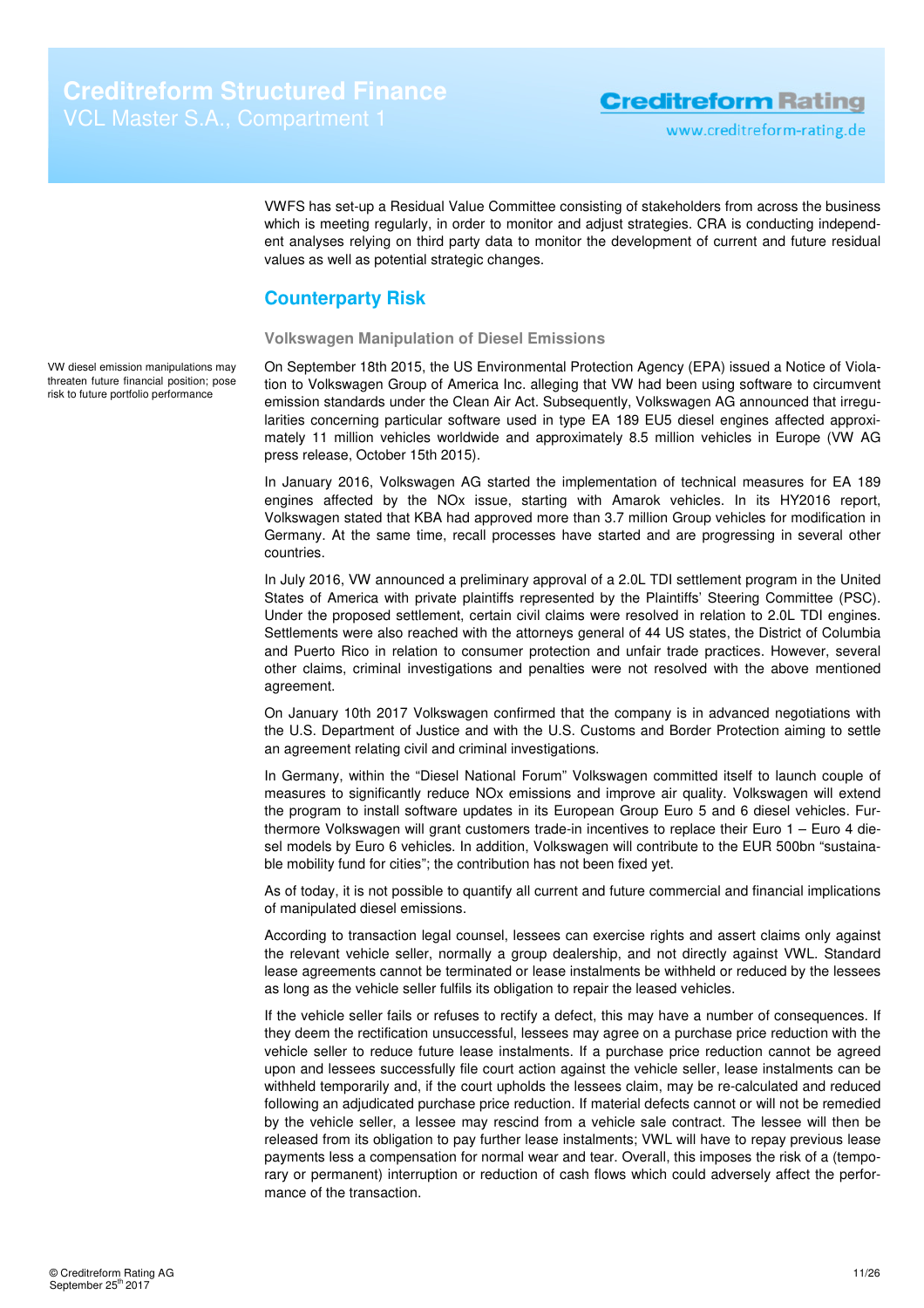VWFS has set-up a Residual Value Committee consisting of stakeholders from across the business which is meeting regularly, in order to monitor and adjust strategies. CRA is conducting independent analyses relying on third party data to monitor the development of current and future residual values as well as potential strategic changes.

## Counterparty Risk

### Volkswagen Manipulation of Diesel Emissions

VW diesel emission manipulations may threaten future financial position; pose risk to future portfolio performance

On September 18th 2015, the US Environmental Protection Agency (EPA) issued a Notice of Violation to Volkswagen Group of America Inc. alleging that VW had been using software to circumvent emission standards under the Clean Air Act. Subsequently, Volkswagen AG announced that irregularities concerning particular software used in type EA 189 EU5 diesel engines affected approximately 11 million vehicles worldwide and approximately 8.5 million vehicles in Europe (VW AG press release, October 15th 2015).

In January 2016, Volkswagen AG started the implementation of technical measures for EA 189 engines affected by the NOx issue, starting with Amarok vehicles. In its HY2016 report, Volkswagen stated that KBA had approved more than 3.7 million Group vehicles for modification in Germany. At the same time, recall processes have started and are progressing in several other countries.

In July 2016, VW announced a preliminary approval of a 2.0L TDI settlement program in the United States of America with private plaintiffs represented by the Plaintiffs' Steering Committee (PSC). Under the proposed settlement, certain civil claims were resolved in relation to 2.0L TDI engines. Settlements were also reached with the attorneys general of 44 US states, the District of Columbia and Puerto Rico in relation to consumer protection and unfair trade practices. However, several other claims, criminal investigations and penalties were not resolved with the above mentioned agreement.

On January 10th 2017 Volkswagen confirmed that the company is in advanced negotiations with the U.S. Department of Justice and with the U.S. Customs and Border Protection aiming to settle an agreement relating civil and criminal investigations.

In Germany, within the "Diesel National Forum" Volkswagen committed itself to launch couple of measures to significantly reduce NOx emissions and improve air quality. Volkswagen will extend the program to install software updates in its European Group Euro 5 and 6 diesel vehicles. Furthermore Volkswagen will grant customers trade-in incentives to replace their Euro 1 – Euro 4 diesel models by Euro 6 vehicles. In addition, Volkswagen will contribute to the EUR 500bn "sustainable mobility fund for cities"; the contribution has not been fixed yet.

As of today, it is not possible to quantify all current and future commercial and financial implications of manipulated diesel emissions.

According to transaction legal counsel, lessees can exercise rights and assert claims only against the relevant vehicle seller, normally a group dealership, and not directly against VWL. Standard lease agreements cannot be terminated or lease instalments be withheld or reduced by the lessees as long as the vehicle seller fulfils its obligation to repair the leased vehicles.

If the vehicle seller fails or refuses to rectify a defect, this may have a number of consequences. If they deem the rectification unsuccessful, lessees may agree on a purchase price reduction with the vehicle seller to reduce future lease instalments. If a purchase price reduction cannot be agreed upon and lessees successfully file court action against the vehicle seller, lease instalments can be withheld temporarily and, if the court upholds the lessees claim, may be re-calculated and reduced following an adjudicated purchase price reduction. If material defects cannot or will not be remedied by the vehicle seller, a lessee may rescind from a vehicle sale contract. The lessee will then be released from its obligation to pay further lease instalments; VWL will have to repay previous lease payments less a compensation for normal wear and tear. Overall, this imposes the risk of a (temporary or permanent) interruption or reduction of cash flows which could adversely affect the performance of the transaction.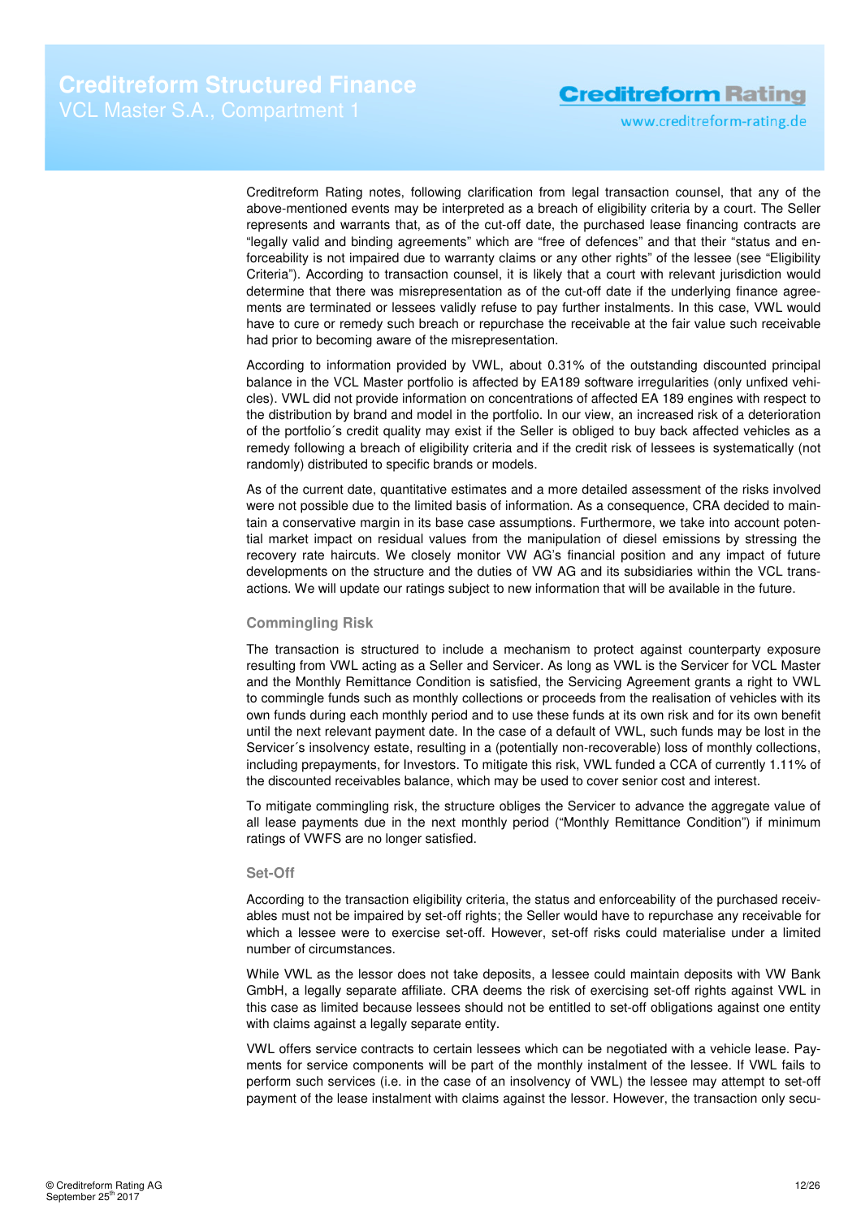Creditreform Rating notes, following clarification from legal transaction counsel, that any of the above-mentioned events may be interpreted as a breach of eligibility criteria by a court. The Seller represents and warrants that, as of the cut-off date, the purchased lease financing contracts are "legally valid and binding agreements" which are "free of defences" and that their "status and enforceability is not impaired due to warranty claims or any other rights" of the lessee (see "Eligibility Criteria"). According to transaction counsel, it is likely that a court with relevant jurisdiction would determine that there was misrepresentation as of the cut-off date if the underlying finance agreements are terminated or lessees validly refuse to pay further instalments. In this case, VWL would have to cure or remedy such breach or repurchase the receivable at the fair value such receivable had prior to becoming aware of the misrepresentation.

According to information provided by VWL, about 0.31% of the outstanding discounted principal balance in the VCL Master portfolio is affected by EA189 software irregularities (only unfixed vehicles). VWL did not provide information on concentrations of affected EA 189 engines with respect to the distribution by brand and model in the portfolio. In our view, an increased risk of a deterioration of the portfolio´s credit quality may exist if the Seller is obliged to buy back affected vehicles as a remedy following a breach of eligibility criteria and if the credit risk of lessees is systematically (not randomly) distributed to specific brands or models.

As of the current date, quantitative estimates and a more detailed assessment of the risks involved were not possible due to the limited basis of information. As a consequence, CRA decided to maintain a conservative margin in its base case assumptions. Furthermore, we take into account potential market impact on residual values from the manipulation of diesel emissions by stressing the recovery rate haircuts. We closely monitor VW AG's financial position and any impact of future developments on the structure and the duties of VW AG and its subsidiaries within the VCL transactions. We will update our ratings subject to new information that will be available in the future.

### Commingling Risk

The transaction is structured to include a mechanism to protect against counterparty exposure resulting from VWL acting as a Seller and Servicer. As long as VWL is the Servicer for VCL Master and the Monthly Remittance Condition is satisfied, the Servicing Agreement grants a right to VWL to commingle funds such as monthly collections or proceeds from the realisation of vehicles with its own funds during each monthly period and to use these funds at its own risk and for its own benefit until the next relevant payment date. In the case of a default of VWL, such funds may be lost in the Servicer´s insolvency estate, resulting in a (potentially non-recoverable) loss of monthly collections, including prepayments, for Investors. To mitigate this risk, VWL funded a CCA of currently 1.11% of the discounted receivables balance, which may be used to cover senior cost and interest.

To mitigate commingling risk, the structure obliges the Servicer to advance the aggregate value of all lease payments due in the next monthly period ("Monthly Remittance Condition") if minimum ratings of VWFS are no longer satisfied.

### Set-Off

According to the transaction eligibility criteria, the status and enforceability of the purchased receivables must not be impaired by set-off rights; the Seller would have to repurchase any receivable for which a lessee were to exercise set-off. However, set-off risks could materialise under a limited number of circumstances.

While VWL as the lessor does not take deposits, a lessee could maintain deposits with VW Bank GmbH, a legally separate affiliate. CRA deems the risk of exercising set-off rights against VWL in this case as limited because lessees should not be entitled to set-off obligations against one entity with claims against a legally separate entity.

VWL offers service contracts to certain lessees which can be negotiated with a vehicle lease. Payments for service components will be part of the monthly instalment of the lessee. If VWL fails to perform such services (i.e. in the case of an insolvency of VWL) the lessee may attempt to set-off payment of the lease instalment with claims against the lessor. However, the transaction only secu-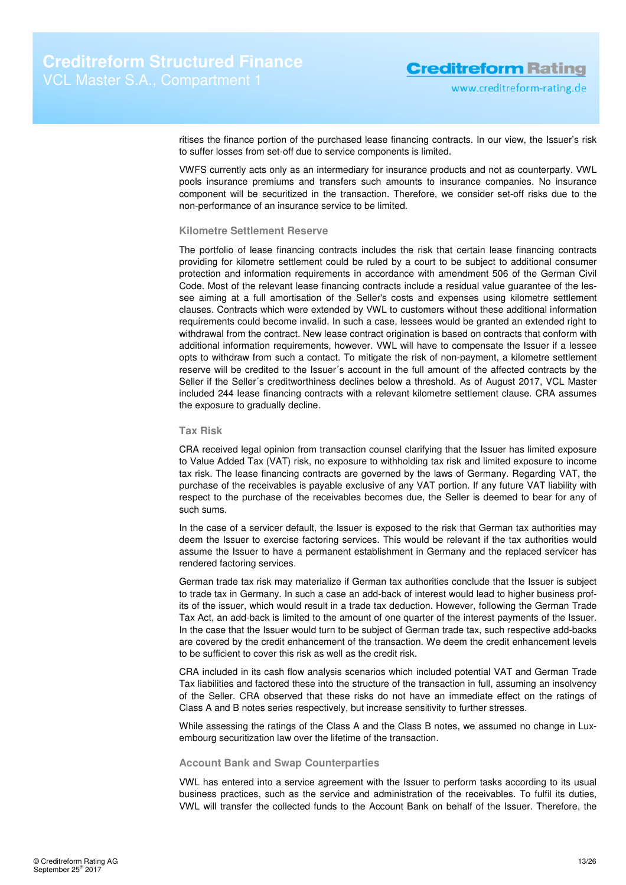ritises the finance portion of the purchased lease financing contracts. In our view, the Issuer's risk to suffer losses from set-off due to service components is limited.

VWFS currently acts only as an intermediary for insurance products and not as counterparty. VWL pools insurance premiums and transfers such amounts to insurance companies. No insurance component will be securitized in the transaction. Therefore, we consider set-off risks due to the non-performance of an insurance service to be limited.

### Kilometre Settlement Reserve

The portfolio of lease financing contracts includes the risk that certain lease financing contracts providing for kilometre settlement could be ruled by a court to be subject to additional consumer protection and information requirements in accordance with amendment 506 of the German Civil Code. Most of the relevant lease financing contracts include a residual value guarantee of the lessee aiming at a full amortisation of the Seller's costs and expenses using kilometre settlement clauses. Contracts which were extended by VWL to customers without these additional information requirements could become invalid. In such a case, lessees would be granted an extended right to withdrawal from the contract. New lease contract origination is based on contracts that conform with additional information requirements, however. VWL will have to compensate the Issuer if a lessee opts to withdraw from such a contact. To mitigate the risk of non-payment, a kilometre settlement reserve will be credited to the Issuer´s account in the full amount of the affected contracts by the Seller if the Seller´s creditworthiness declines below a threshold. As of August 2017, VCL Master included 244 lease financing contracts with a relevant kilometre settlement clause. CRA assumes the exposure to gradually decline.

### Tax Risk

CRA received legal opinion from transaction counsel clarifying that the Issuer has limited exposure to Value Added Tax (VAT) risk, no exposure to withholding tax risk and limited exposure to income tax risk. The lease financing contracts are governed by the laws of Germany. Regarding VAT, the purchase of the receivables is payable exclusive of any VAT portion. If any future VAT liability with respect to the purchase of the receivables becomes due, the Seller is deemed to bear for any of such sums.

In the case of a servicer default, the Issuer is exposed to the risk that German tax authorities may deem the Issuer to exercise factoring services. This would be relevant if the tax authorities would assume the Issuer to have a permanent establishment in Germany and the replaced servicer has rendered factoring services.

German trade tax risk may materialize if German tax authorities conclude that the Issuer is subject to trade tax in Germany. In such a case an add-back of interest would lead to higher business profits of the issuer, which would result in a trade tax deduction. However, following the German Trade Tax Act, an add-back is limited to the amount of one quarter of the interest payments of the Issuer. In the case that the Issuer would turn to be subject of German trade tax, such respective add-backs are covered by the credit enhancement of the transaction. We deem the credit enhancement levels to be sufficient to cover this risk as well as the credit risk.

CRA included in its cash flow analysis scenarios which included potential VAT and German Trade Tax liabilities and factored these into the structure of the transaction in full, assuming an insolvency of the Seller. CRA observed that these risks do not have an immediate effect on the ratings of Class A and B notes series respectively, but increase sensitivity to further stresses.

While assessing the ratings of the Class A and the Class B notes, we assumed no change in Luxembourg securitization law over the lifetime of the transaction.

### Account Bank and Swap Counterparties

VWL has entered into a service agreement with the Issuer to perform tasks according to its usual business practices, such as the service and administration of the receivables. To fulfil its duties, VWL will transfer the collected funds to the Account Bank on behalf of the Issuer. Therefore, the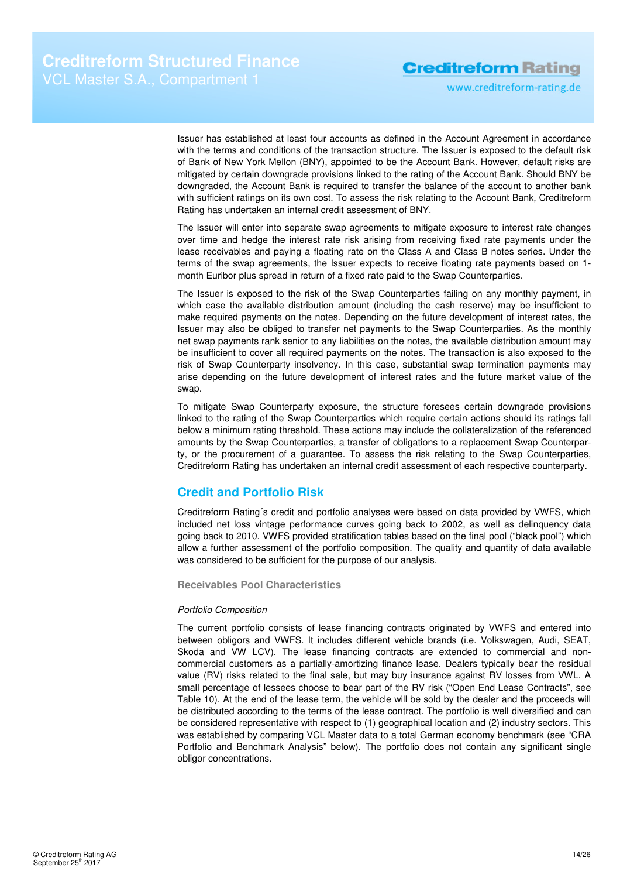Issuer has established at least four accounts as defined in the Account Agreement in accordance with the terms and conditions of the transaction structure. The Issuer is exposed to the default risk of Bank of New York Mellon (BNY), appointed to be the Account Bank. However, default risks are mitigated by certain downgrade provisions linked to the rating of the Account Bank. Should BNY be downgraded, the Account Bank is required to transfer the balance of the account to another bank with sufficient ratings on its own cost. To assess the risk relating to the Account Bank, Creditreform Rating has undertaken an internal credit assessment of BNY.

The Issuer will enter into separate swap agreements to mitigate exposure to interest rate changes over time and hedge the interest rate risk arising from receiving fixed rate payments under the lease receivables and paying a floating rate on the Class A and Class B notes series. Under the terms of the swap agreements, the Issuer expects to receive floating rate payments based on 1-month Euribor plus spread in return of a fixed rate paid to the Swap Counterparties.

The Issuer is exposed to the risk of the Swap Counterparties failing on any monthly payment, in which case the available distribution amount (including the cash reserve) may be insufficient to make required payments on the notes. Depending on the future development of interest rates, the Issuer may also be obliged to transfer net payments to the Swap Counterparties. As the monthly net swap payments rank senior to any liabilities on the notes, the available distribution amount may be insufficient to cover all required payments on the notes. The transaction is also exposed to the risk of Swap Counterparty insolvency. In this case, substantial swap termination payments may arise depending on the future development of interest rates and the future market value of the swap.

To mitigate Swap Counterparty exposure, the structure foresees certain downgrade provisions linked to the rating of the Swap Counterparties which require certain actions should its ratings fall below a minimum rating threshold. These actions may include the collateralization of the referenced amounts by the Swap Counterparties, a transfer of obligations to a replacement Swap Counterparty, or the procurement of a guarantee. To assess the risk relating to the Swap Counterparties, Creditreform Rating has undertaken an internal credit assessment of each respective counterparty.

## Credit and Portfolio Risk

Creditreform Rating´s credit and portfolio analyses were based on data provided by VWFS, which included net loss vintage performance curves going back to 2002, as well as delinquency data going back to 2010. VWFS provided stratification tables based on the final pool ("black pool") which allow a further assessment of the portfolio composition. The quality and quantity of data available was considered to be sufficient for the purpose of our analysis.

### Receivables Pool Characteristics

*Portfolio Composition*

The current portfolio consists of lease financing contracts originated by VWFS and entered into between obligors and VWFS. It includes different vehicle brands (i.e. Volkswagen, Audi, SEAT, Skoda and VW LCV). The lease financing contracts are extended to commercial and non-commercial customers as a partially-amortizing finance lease. Dealers typically bear the residual value (RV) risks related to the final sale, but may buy insurance against RV losses from VWL. A small percentage of lessees choose to bear part of the RV risk ("Open End Lease Contracts", see Table 10). At the end of the lease term, the vehicle will be sold by the dealer and the proceeds will be distributed according to the terms of the lease contract. The portfolio is well diversified and can be considered representative with respect to (1) geographical location and (2) industry sectors. This was established by comparing VCL Master data to a total German economy benchmark (see "CRA Portfolio and Benchmark Analysis" below). The portfolio does not contain any significant single obligor concentrations.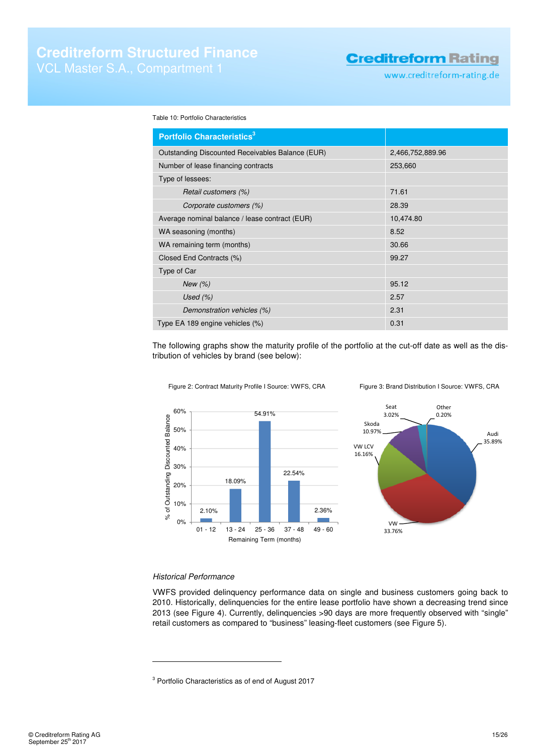Table 10: Portfolio Characteristics

| Portfolio Characteristics[3] | |
|---|---|
| Outstanding Discounted Receivables Balance (EUR) | 2,466,752,889.96 |
| Number of lease financing contracts | 253,660 |
| Type of lessees: | |
| *Retail customers (%)* | 71.61 |
| *Corporate customers (%)* | 28.39 |
| Average nominal balance / lease contract (EUR) | 10,474.80 |
| WA seasoning (months) | 8.52 |
| WA remaining term (months) | 30.66 |
| Closed End Contracts (%) | 99.27 |
| Type of Car | |
| *New (%)* | 95.12 |
| *Used (%)* | 2.57 |
| *Demonstration vehicles (%)* | 2.31 |
| Type EA 189 engine vehicles (%) | 0.31 |

The following graphs show the maturity profile of the portfolio at the cut-off date as well as the distribution of vehicles by brand (see below):

Figure 2: Contract Maturity Profile I Source: VWFS, CRA

| Remaining Term (months) | % of Outstanding Discounted Balance |
|---|---|
| 01 - 12 | 2.10% |
| 13 - 24 | 18.09% |
| 25 - 36 | 54.91% |
| 37 - 48 | 22.54% |
| 49 - 60 | 2.36% |

Figure 3: Brand Distribution I Source: VWFS, CRA

| Brand | Share |
|---|---|
| Audi | 35.89% |
| VW | 33.76% |
| VW LCV | 16.16% |
| Skoda | 10.97% |
| Seat | 3.02% |
| Other | 0.20% |

*Historical Performance*

VWFS provided delinquency performance data on single and business customers going back to 2010. Historically, delinquencies for the entire lease portfolio have shown a decreasing trend since 2013 (see Figure 4). Currently, delinquencies >90 days are more frequently observed with "single" retail customers as compared to "business" leasing-fleet customers (see Figure 5).

---

[3] Portfolio Characteristics as of end of August 2017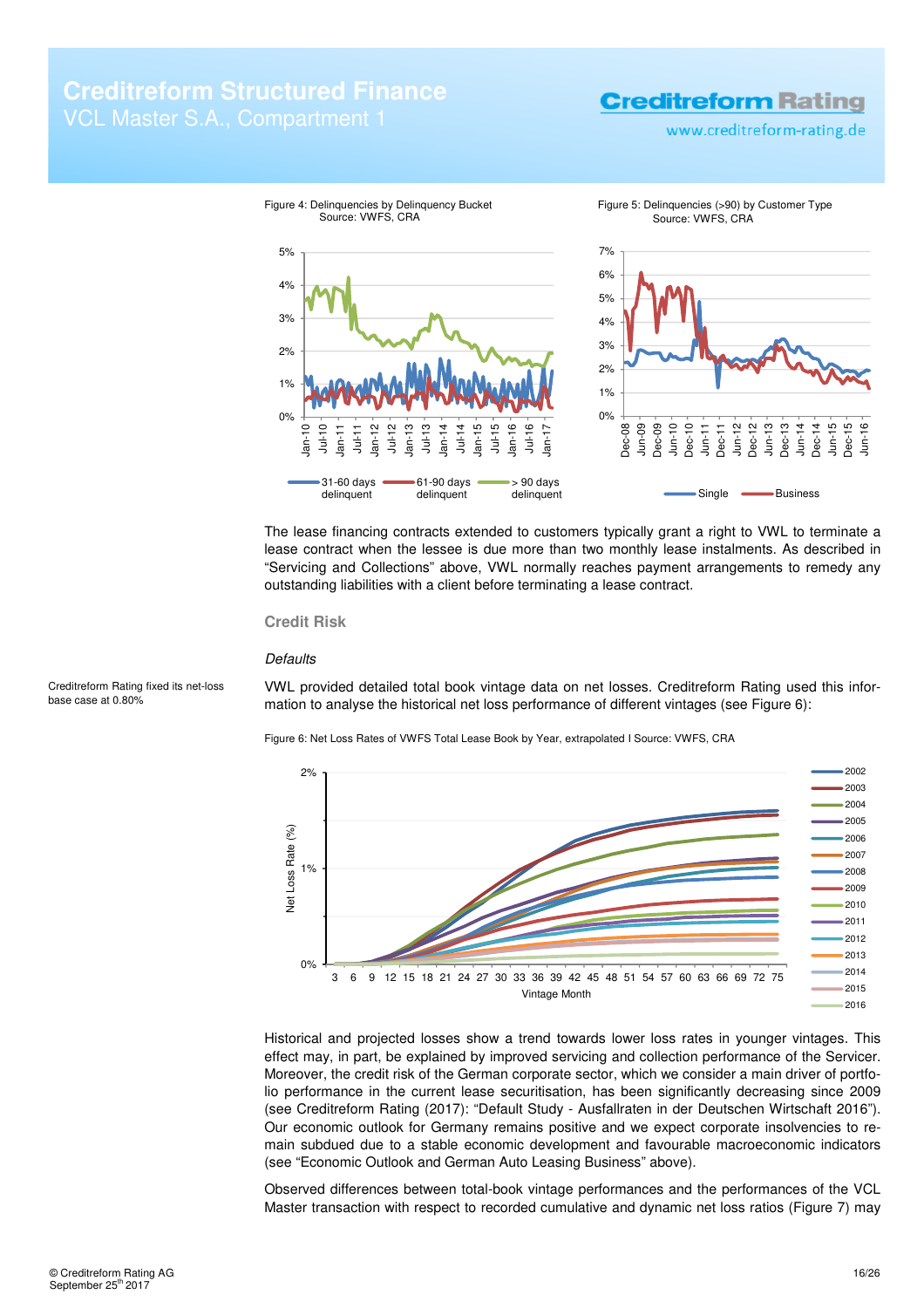Figure 4: Delinquencies by Delinquency Bucket
Source: VWFS, CRA

Figure 5: Delinquencies (>90) by Customer Type
Source: VWFS, CRA

The lease financing contracts extended to customers typically grant a right to VWL to terminate a lease contract when the lessee is due more than two monthly lease instalments. As described in "Servicing and Collections" above, VWL normally reaches payment arrangements to remedy any outstanding liabilities with a client before terminating a lease contract.

### Credit Risk

*Defaults*

Creditreform Rating fixed its net-loss base case at 0.80%

VWL provided detailed total book vintage data on net losses. Creditreform Rating used this information to analyse the historical net loss performance of different vintages (see Figure 6):

Figure 6: Net Loss Rates of VWFS Total Lease Book by Year, extrapolated I Source: VWFS, CRA

Historical and projected losses show a trend towards lower loss rates in younger vintages. This effect may, in part, be explained by improved servicing and collection performance of the Servicer. Moreover, the credit risk of the German corporate sector, which we consider a main driver of portfolio performance in the current lease securitisation, has been significantly decreasing since 2009 (see Creditreform Rating (2017): "Default Study - Ausfallraten in der Deutschen Wirtschaft 2016"). Our economic outlook for Germany remains positive and we expect corporate insolvencies to remain subdued due to a stable economic development and favourable macroeconomic indicators (see "Economic Outlook and German Auto Leasing Business" above).

Observed differences between total-book vintage performances and the performances of the VCL Master transaction with respect to recorded cumulative and dynamic net loss ratios (Figure 7) may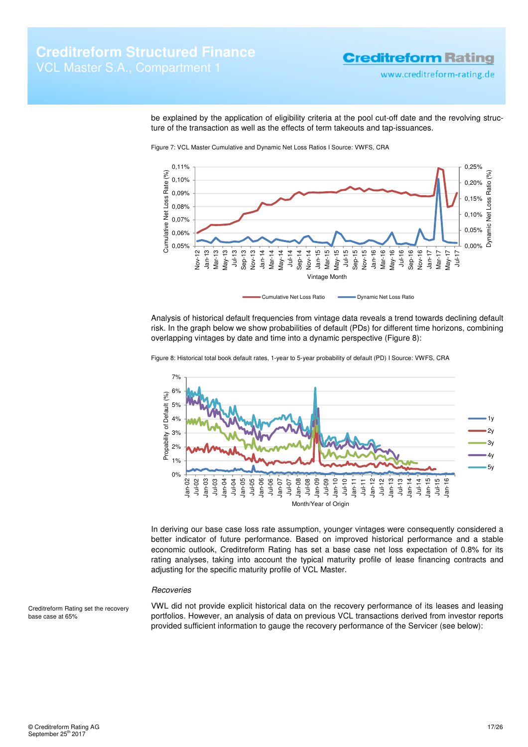be explained by the application of eligibility criteria at the pool cut-off date and the revolving structure of the transaction as well as the effects of term takeouts and tap-issuances.

Figure 7: VCL Master Cumulative and Dynamic Net Loss Ratios I Source: VWFS, CRA

Analysis of historical default frequencies from vintage data reveals a trend towards declining default risk. In the graph below we show probabilities of default (PDs) for different time horizons, combining overlapping vintages by date and time into a dynamic perspective (Figure 8):

Figure 8: Historical total book default rates, 1-year to 5-year probability of default (PD) I Source: VWFS, CRA

In deriving our base case loss rate assumption, younger vintages were consequently considered a better indicator of future performance. Based on improved historical performance and a stable economic outlook, Creditreform Rating has set a base case net loss expectation of 0.8% for its rating analyses, taking into account the typical maturity profile of lease financing contracts and adjusting for the specific maturity profile of VCL Master.

*Recoveries*

Creditreform Rating set the recovery base case at 65%

VWL did not provide explicit historical data on the recovery performance of its leases and leasing portfolios. However, an analysis of data on previous VCL transactions derived from investor reports provided sufficient information to gauge the recovery performance of the Servicer (see below):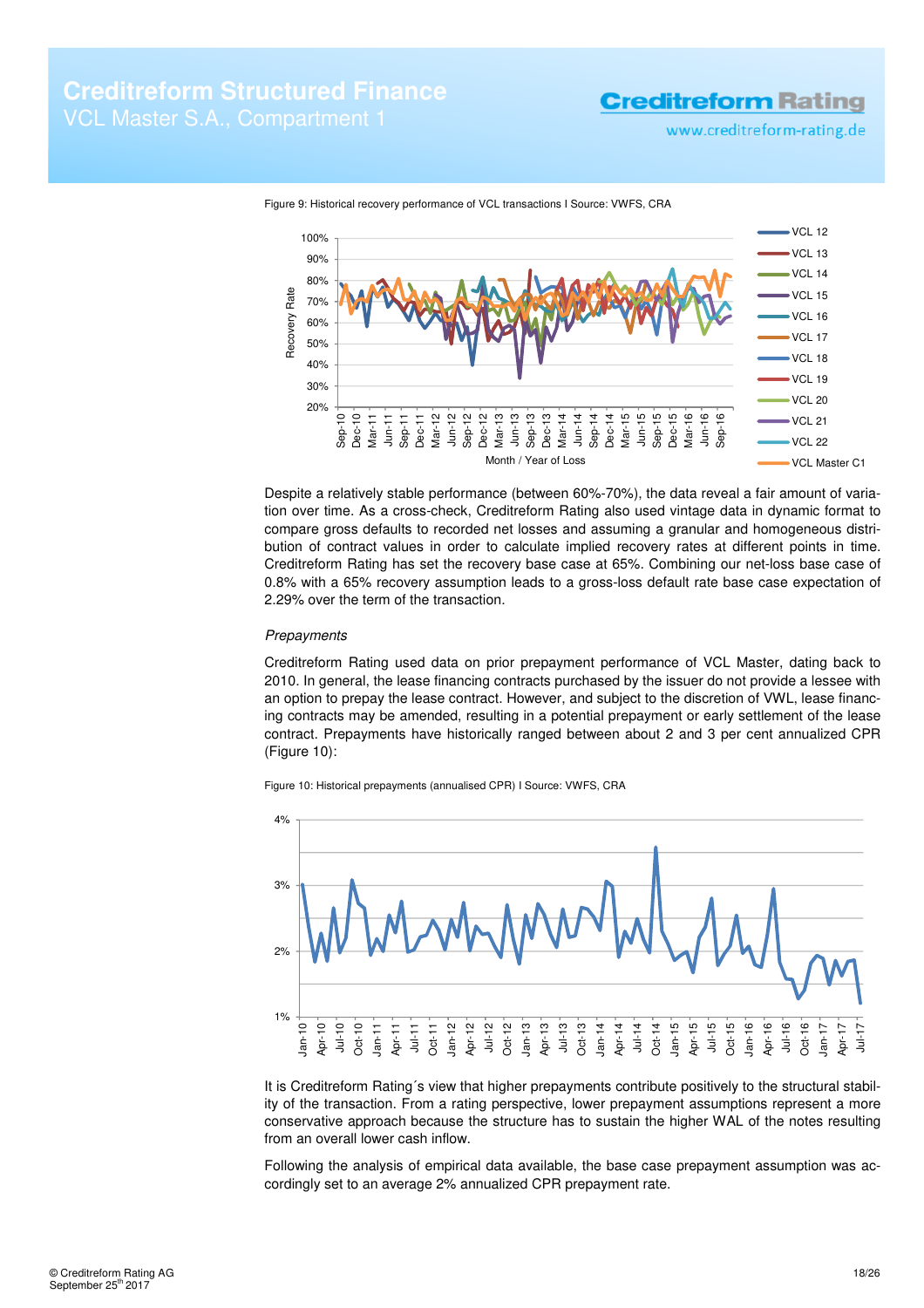Figure 9: Historical recovery performance of VCL transactions I Source: VWFS, CRA

Despite a relatively stable performance (between 60%-70%), the data reveal a fair amount of variation over time. As a cross-check, Creditreform Rating also used vintage data in dynamic format to compare gross defaults to recorded net losses and assuming a granular and homogeneous distribution of contract values in order to calculate implied recovery rates at different points in time. Creditreform Rating has set the recovery base case at 65%. Combining our net-loss base case of 0.8% with a 65% recovery assumption leads to a gross-loss default rate base case expectation of 2.29% over the term of the transaction.

*Prepayments*

Creditreform Rating used data on prior prepayment performance of VCL Master, dating back to 2010. In general, the lease financing contracts purchased by the issuer do not provide a lessee with an option to prepay the lease contract. However, and subject to the discretion of VWL, lease financing contracts may be amended, resulting in a potential prepayment or early settlement of the lease contract. Prepayments have historically ranged between about 2 and 3 per cent annualized CPR (Figure 10):

Figure 10: Historical prepayments (annualised CPR) I Source: VWFS, CRA

It is Creditreform Rating´s view that higher prepayments contribute positively to the structural stability of the transaction. From a rating perspective, lower prepayment assumptions represent a more conservative approach because the structure has to sustain the higher WAL of the notes resulting from an overall lower cash inflow.

Following the analysis of empirical data available, the base case prepayment assumption was accordingly set to an average 2% annualized CPR prepayment rate.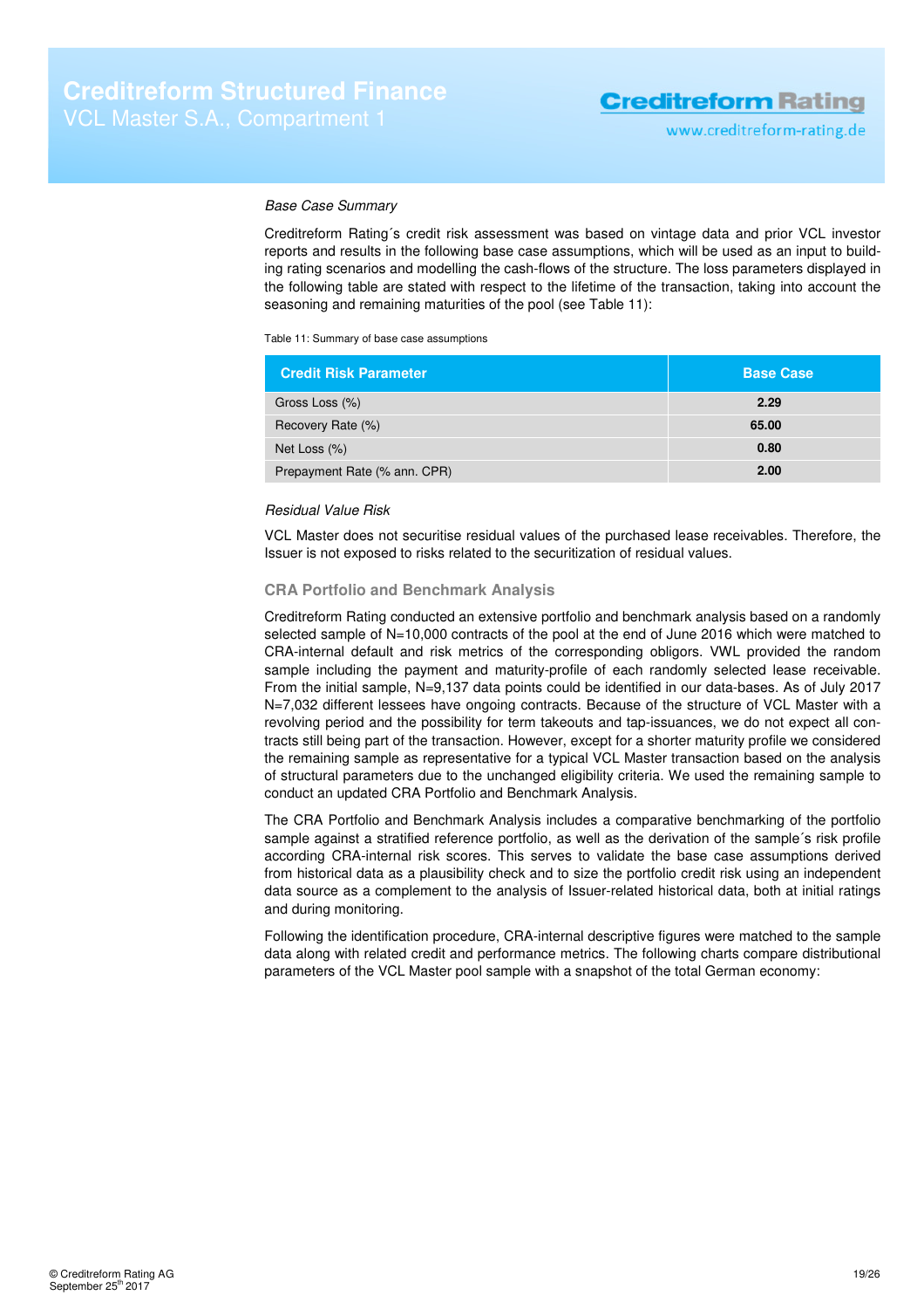*Base Case Summary*

Creditreform Rating´s credit risk assessment was based on vintage data and prior VCL investor reports and results in the following base case assumptions, which will be used as an input to building rating scenarios and modelling the cash-flows of the structure. The loss parameters displayed in the following table are stated with respect to the lifetime of the transaction, taking into account the seasoning and remaining maturities of the pool (see Table 11):

Table 11: Summary of base case assumptions

| Credit Risk Parameter | Base Case |
|---|---|
| Gross Loss (%) | **2.29** |
| Recovery Rate (%) | **65.00** |
| Net Loss (%) | **0.80** |
| Prepayment Rate (% ann. CPR) | **2.00** |

*Residual Value Risk*

VCL Master does not securitise residual values of the purchased lease receivables. Therefore, the Issuer is not exposed to risks related to the securitization of residual values.

## CRA Portfolio and Benchmark Analysis

Creditreform Rating conducted an extensive portfolio and benchmark analysis based on a randomly selected sample of N=10,000 contracts of the pool at the end of June 2016 which were matched to CRA-internal default and risk metrics of the corresponding obligors. VWL provided the random sample including the payment and maturity-profile of each randomly selected lease receivable. From the initial sample, N=9,137 data points could be identified in our data-bases. As of July 2017 N=7,032 different lessees have ongoing contracts. Because of the structure of VCL Master with a revolving period and the possibility for term takeouts and tap-issuances, we do not expect all contracts still being part of the transaction. However, except for a shorter maturity profile we considered the remaining sample as representative for a typical VCL Master transaction based on the analysis of structural parameters due to the unchanged eligibility criteria. We used the remaining sample to conduct an updated CRA Portfolio and Benchmark Analysis.

The CRA Portfolio and Benchmark Analysis includes a comparative benchmarking of the portfolio sample against a stratified reference portfolio, as well as the derivation of the sample´s risk profile according CRA-internal risk scores. This serves to validate the base case assumptions derived from historical data as a plausibility check and to size the portfolio credit risk using an independent data source as a complement to the analysis of Issuer-related historical data, both at initial ratings and during monitoring.

Following the identification procedure, CRA-internal descriptive figures were matched to the sample data along with related credit and performance metrics. The following charts compare distributional parameters of the VCL Master pool sample with a snapshot of the total German economy: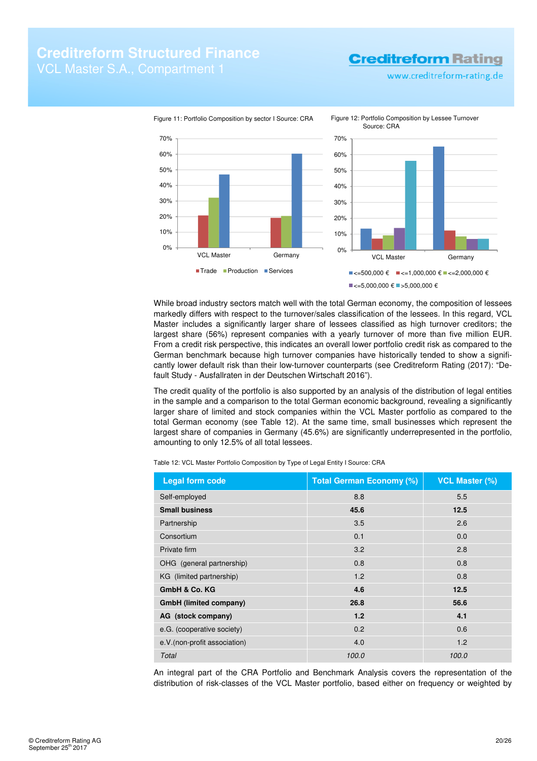Figure 11: Portfolio Composition by sector I Source: CRA

Figure 12: Portfolio Composition by Lessee Turnover Source: CRA

While broad industry sectors match well with the total German economy, the composition of lessees markedly differs with respect to the turnover/sales classification of the lessees. In this regard, VCL Master includes a significantly larger share of lessees classified as high turnover creditors; the largest share (56%) represent companies with a yearly turnover of more than five million EUR. From a credit risk perspective, this indicates an overall lower portfolio credit risk as compared to the German benchmark because high turnover companies have historically tended to show a significantly lower default risk than their low-turnover counterparts (see Creditreform Rating (2017): "Default Study - Ausfallraten in der Deutschen Wirtschaft 2016").

The credit quality of the portfolio is also supported by an analysis of the distribution of legal entities in the sample and a comparison to the total German economic background, revealing a significantly larger share of limited and stock companies within the VCL Master portfolio as compared to the total German economy (see Table 12). At the same time, small businesses which represent the largest share of companies in Germany (45.6%) are significantly underrepresented in the portfolio, amounting to only 12.5% of all total lessees.

Table 12: VCL Master Portfolio Composition by Type of Legal Entity I Source: CRA

| Legal form code | Total German Economy (%) | VCL Master (%) |
|---|---|---|
| Self-employed | 8.8 | 5.5 |
| **Small business** | **45.6** | **12.5** |
| Partnership | 3.5 | 2.6 |
| Consortium | 0.1 | 0.0 |
| Private firm | 3.2 | 2.8 |
| OHG (general partnership) | 0.8 | 0.8 |
| KG (limited partnership) | 1.2 | 0.8 |
| **GmbH & Co. KG** | **4.6** | **12.5** |
| **GmbH (limited company)** | **26.8** | **56.6** |
| **AG (stock company)** | **1.2** | **4.1** |
| e.G. (cooperative society) | 0.2 | 0.6 |
| e.V.(non-profit association) | 4.0 | 1.2 |
| *Total* | *100.0* | *100.0* |

An integral part of the CRA Portfolio and Benchmark Analysis covers the representation of the distribution of risk-classes of the VCL Master portfolio, based either on frequency or weighted by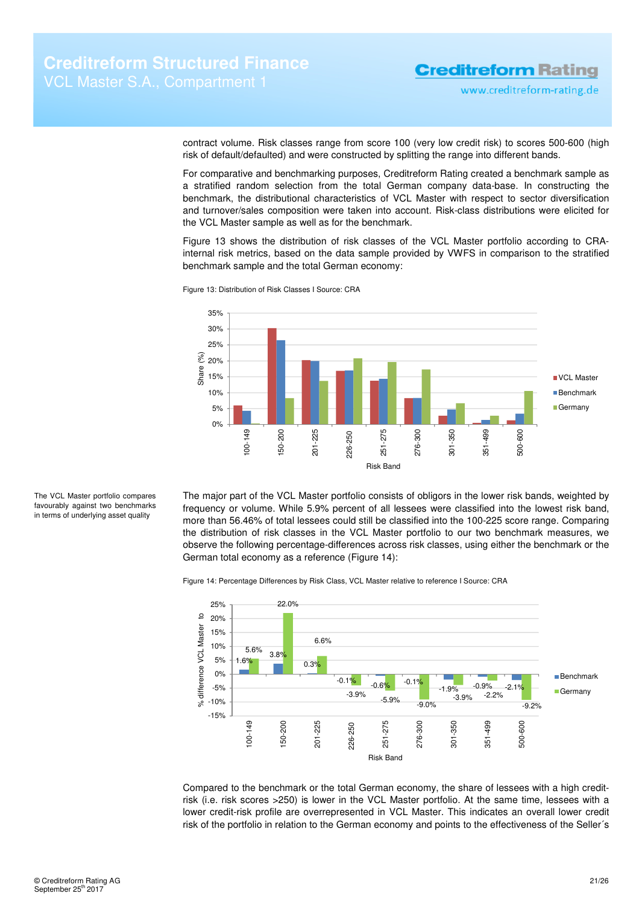contract volume. Risk classes range from score 100 (very low credit risk) to scores 500-600 (high risk of default/defaulted) and were constructed by splitting the range into different bands.

For comparative and benchmarking purposes, Creditreform Rating created a benchmark sample as a stratified random selection from the total German company data-base. In constructing the benchmark, the distributional characteristics of VCL Master with respect to sector diversification and turnover/sales composition were taken into account. Risk-class distributions were elicited for the VCL Master sample as well as for the benchmark.

Figure 13 shows the distribution of risk classes of the VCL Master portfolio according to CRA-internal risk metrics, based on the data sample provided by VWFS in comparison to the stratified benchmark sample and the total German economy:

Figure 13: Distribution of Risk Classes I Source: CRA

The VCL Master portfolio compares favourably against two benchmarks in terms of underlying asset quality

The major part of the VCL Master portfolio consists of obligors in the lower risk bands, weighted by frequency or volume. While 5.9% percent of all lessees were classified into the lowest risk band, more than 56.46% of total lessees could still be classified into the 100-225 score range. Comparing the distribution of risk classes in the VCL Master portfolio to our two benchmark measures, we observe the following percentage-differences across risk classes, using either the benchmark or the German total economy as a reference (Figure 14):

Figure 14: Percentage Differences by Risk Class, VCL Master relative to reference I Source: CRA

| Risk Band | Benchmark | Germany |
|---|---|---|
| 100-149 | 1.6% | 5.6% |
| 150-200 | 3.8% | 22.0% |
| 201-225 | 0.3% | 6.6% |
| 226-250 | -0.1% | -3.9% |
| 251-275 | -0.6% | -5.9% |
| 276-300 | -0.1% | -9.0% |
| 301-350 | -1.9% | -3.9% |
| 351-499 | -0.9% | -2.2% |
| 500-600 | -2.1% | -9.2% |

Compared to the benchmark or the total German economy, the share of lessees with a high credit-risk (i.e. risk scores >250) is lower in the VCL Master portfolio. At the same time, lessees with a lower credit-risk profile are overrepresented in VCL Master. This indicates an overall lower credit risk of the portfolio in relation to the German economy and points to the effectiveness of the Seller´s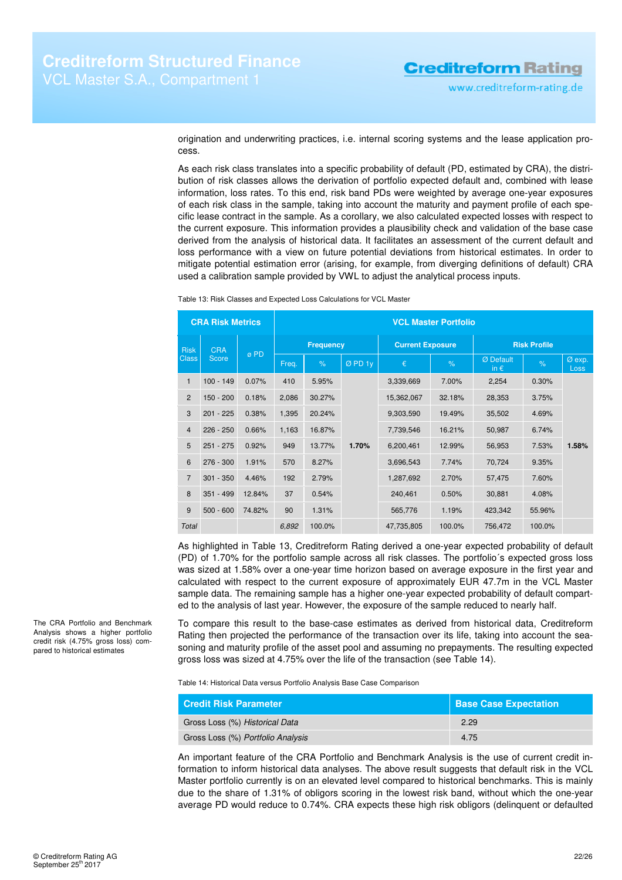origination and underwriting practices, i.e. internal scoring systems and the lease application process.

As each risk class translates into a specific probability of default (PD, estimated by CRA), the distribution of risk classes allows the derivation of portfolio expected default and, combined with lease information, loss rates. To this end, risk band PDs were weighted by average one-year exposures of each risk class in the sample, taking into account the maturity and payment profile of each specific lease contract in the sample. As a corollary, we also calculated expected losses with respect to the current exposure. This information provides a plausibility check and validation of the base case derived from the analysis of historical data. It facilitates an assessment of the current default and loss performance with a view on future potential deviations from historical estimates. In order to mitigate potential estimation error (arising, for example, from diverging definitions of default) CRA used a calibration sample provided by VWL to adjust the analytical process inputs.

Table 13: Risk Classes and Expected Loss Calculations for VCL Master

| CRA Risk Metrics | | | VCL Master Portfolio | | | | | | | |
|---|---|---|---|---|---|---|---|---|---|---|
| Risk Class | CRA Score | ø PD | Frequency | | | Current Exposure | | Risk Profile | | |
| | | | Freq. | % | Ø PD 1y | € | % | Ø Default in € | % | Ø exp. Loss |
| 1 | 100 - 149 | 0.07% | 410 | 5.95% | 1.70% | 3,339,669 | 7.00% | 2,254 | 0.30% | 1.58% |
| 2 | 150 - 200 | 0.18% | 2,086 | 30.27% | | 15,362,067 | 32.18% | 28,353 | 3.75% | |
| 3 | 201 - 225 | 0.38% | 1,395 | 20.24% | | 9,303,590 | 19.49% | 35,502 | 4.69% | |
| 4 | 226 - 250 | 0.66% | 1,163 | 16.87% | | 7,739,546 | 16.21% | 50,987 | 6.74% | |
| 5 | 251 - 275 | 0.92% | 949 | 13.77% | | 6,200,461 | 12.99% | 56,953 | 7.53% | |
| 6 | 276 - 300 | 1.91% | 570 | 8.27% | | 3,696,543 | 7.74% | 70,724 | 9.35% | |
| 7 | 301 - 350 | 4.46% | 192 | 2.79% | | 1,287,692 | 2.70% | 57,475 | 7.60% | |
| 8 | 351 - 499 | 12.84% | 37 | 0.54% | | 240,461 | 0.50% | 30,881 | 4.08% | |
| 9 | 500 - 600 | 74.82% | 90 | 1.31% | | 565,776 | 1.19% | 423,342 | 55.96% | |
| *Total* | | | *6,892* | 100.0% | | 47,735,805 | 100.0% | 756,472 | 100.0% | |

As highlighted in Table 13, Creditreform Rating derived a one-year expected probability of default (PD) of 1.70% for the portfolio sample across all risk classes. The portfolio´s expected gross loss was sized at 1.58% over a one-year time horizon based on average exposure in the first year and calculated with respect to the current exposure of approximately EUR 47.7m in the VCL Master sample data. The remaining sample has a higher one-year expected probability of default compared to the analysis of last year. However, the exposure of the sample reduced to nearly half.

The CRA Portfolio and Benchmark Analysis shows a higher portfolio credit risk (4.75% gross loss) compared to historical estimates

To compare this result to the base-case estimates as derived from historical data, Creditreform Rating then projected the performance of the transaction over its life, taking into account the seasoning and maturity profile of the asset pool and assuming no prepayments. The resulting expected gross loss was sized at 4.75% over the life of the transaction (see Table 14).

Table 14: Historical Data versus Portfolio Analysis Base Case Comparison

| Credit Risk Parameter | Base Case Expectation |
|---|---|
| Gross Loss (%) *Historical Data* | 2.29 |
| Gross Loss (%) *Portfolio Analysis* | 4.75 |

An important feature of the CRA Portfolio and Benchmark Analysis is the use of current credit information to inform historical data analyses. The above result suggests that default risk in the VCL Master portfolio currently is on an elevated level compared to historical benchmarks. This is mainly due to the share of 1.31% of obligors scoring in the lowest risk band, without which the one-year average PD would reduce to 0.74%. CRA expects these high risk obligors (delinquent or defaulted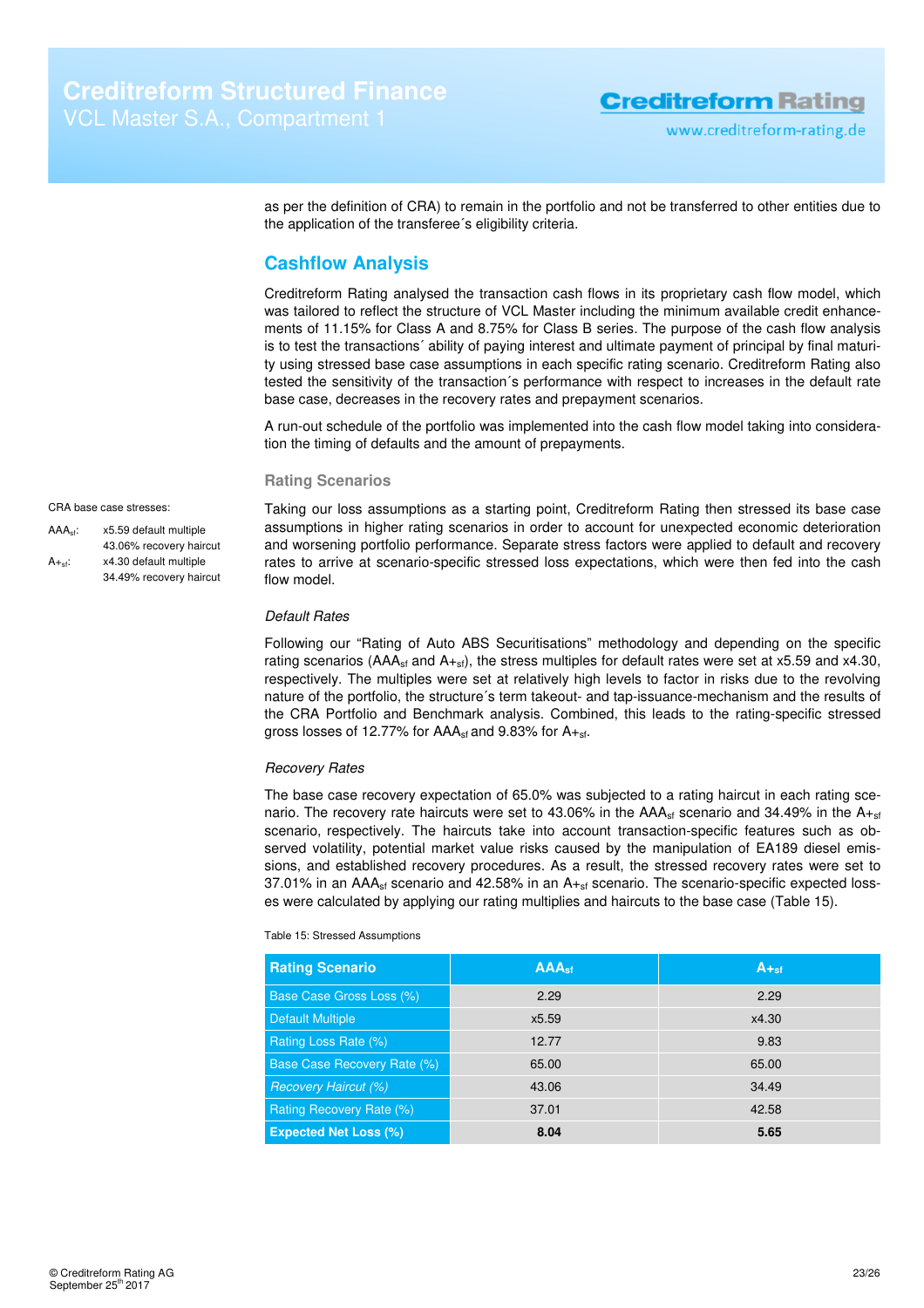as per the definition of CRA) to remain in the portfolio and not be transferred to other entities due to the application of the transferee´s eligibility criteria.

## Cashflow Analysis

Creditreform Rating analysed the transaction cash flows in its proprietary cash flow model, which was tailored to reflect the structure of VCL Master including the minimum available credit enhancements of 11.15% for Class A and 8.75% for Class B series. The purpose of the cash flow analysis is to test the transactions´ ability of paying interest and ultimate payment of principal by final maturity using stressed base case assumptions in each specific rating scenario. Creditreform Rating also tested the sensitivity of the transaction´s performance with respect to increases in the default rate base case, decreases in the recovery rates and prepayment scenarios.

A run-out schedule of the portfolio was implemented into the cash flow model taking into consideration the timing of defaults and the amount of prepayments.

### Rating Scenarios

CRA base case stresses:

$AAA_{sf}$: x5.59 default multiple, 43.06% recovery haircut

$A+_{sf}$: x4.30 default multiple, 34.49% recovery haircut

Taking our loss assumptions as a starting point, Creditreform Rating then stressed its base case assumptions in higher rating scenarios in order to account for unexpected economic deterioration and worsening portfolio performance. Separate stress factors were applied to default and recovery rates to arrive at scenario-specific stressed loss expectations, which were then fed into the cash flow model.

*Default Rates*

Following our "Rating of Auto ABS Securitisations" methodology and depending on the specific rating scenarios ($AAA_{sf}$ and $A+_{sf}$), the stress multiples for default rates were set at x5.59 and x4.30, respectively. The multiples were set at relatively high levels to factor in risks due to the revolving nature of the portfolio, the structure´s term takeout- and tap-issuance-mechanism and the results of the CRA Portfolio and Benchmark analysis. Combined, this leads to the rating-specific stressed gross losses of 12.77% for $AAA_{sf}$ and 9.83% for $A+_{sf}$.

*Recovery Rates*

The base case recovery expectation of 65.0% was subjected to a rating haircut in each rating scenario. The recovery rate haircuts were set to 43.06% in the $AAA_{sf}$ scenario and 34.49% in the $A+_{sf}$ scenario, respectively. The haircuts take into account transaction-specific features such as observed volatility, potential market value risks caused by the manipulation of EA189 diesel emissions, and established recovery procedures. As a result, the stressed recovery rates were set to 37.01% in an $AAA_{sf}$ scenario and 42.58% in an $A+_{sf}$ scenario. The scenario-specific expected losses were calculated by applying our rating multiples and haircuts to the base case (Table 15).

Table 15: Stressed Assumptions

| Rating Scenario | $AAA_{sf}$ | $A+_{sf}$ |
|---|---|---|
| Base Case Gross Loss (%) | 2.29 | 2.29 |
| Default Multiple | x5.59 | x4.30 |
| Rating Loss Rate (%) | 12.77 | 9.83 |
| Base Case Recovery Rate (%) | 65.00 | 65.00 |
| *Recovery Haircut (%)* | 43.06 | 34.49 |
| Rating Recovery Rate (%) | 37.01 | 42.58 |
| **Expected Net Loss (%)** | **8.04** | **5.65** |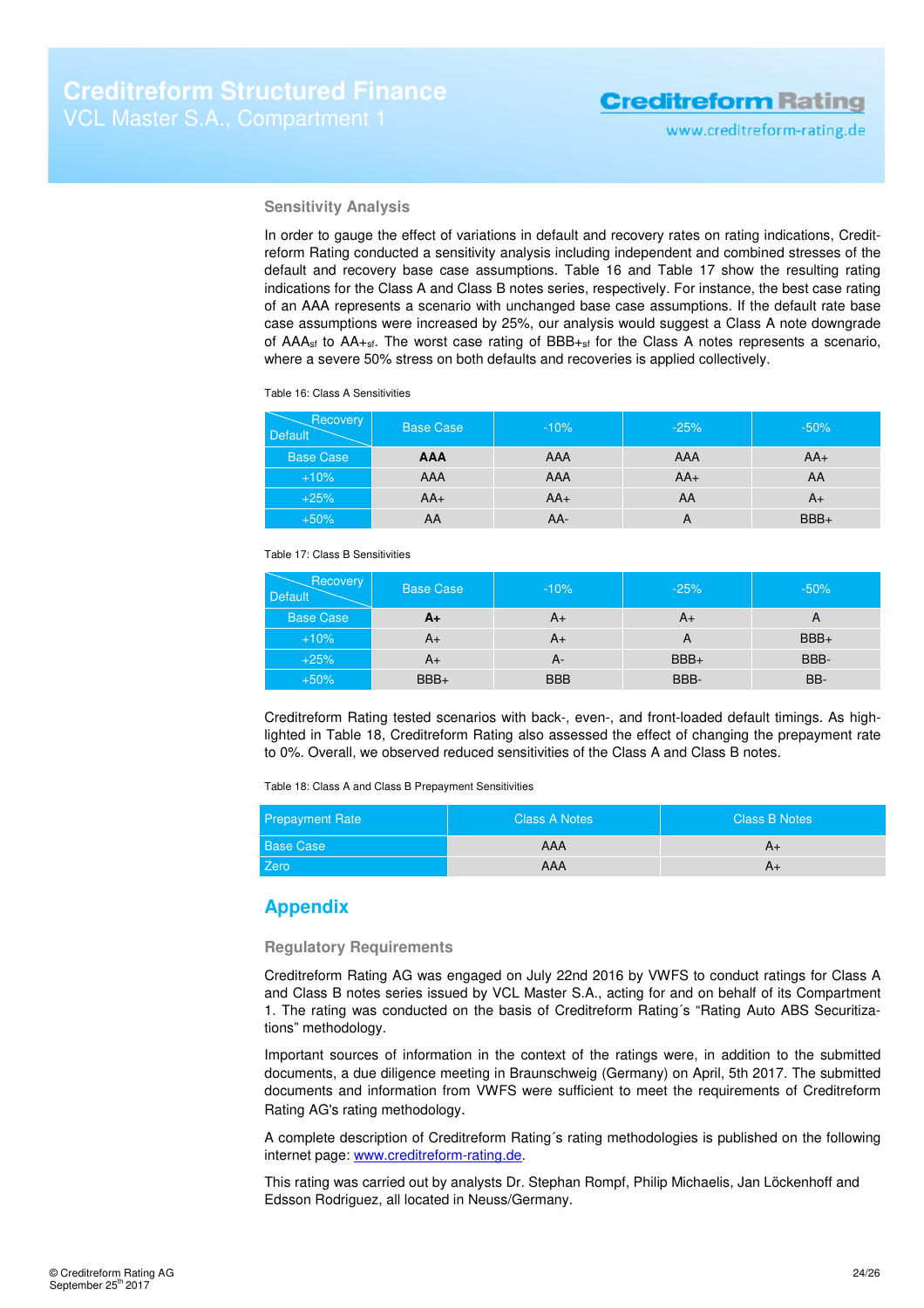## Sensitivity Analysis

In order to gauge the effect of variations in default and recovery rates on rating indications, Creditreform Rating conducted a sensitivity analysis including independent and combined stresses of the default and recovery base case assumptions. Table 16 and Table 17 show the resulting rating indications for the Class A and Class B notes series, respectively. For instance, the best case rating of an AAA represents a scenario with unchanged base case assumptions. If the default rate base case assumptions were increased by 25%, our analysis would suggest a Class A note downgrade of $AAA_{sf}$ to $AA+_{sf}$. The worst case rating of $BBB+_{sf}$ for the Class A notes represents a scenario, where a severe 50% stress on both defaults and recoveries is applied collectively.

Table 16: Class A Sensitivities

| Default \ Recovery | Base Case | -10% | -25% | -50% |
|---|---|---|---|---|
| Base Case | **AAA** | AAA | AAA | AA+ |
| +10% | AAA | AAA | AA+ | AA |
| +25% | AA+ | AA+ | AA | A+ |
| +50% | AA | AA- | A | BBB+ |

Table 17: Class B Sensitivities

| Default \ Recovery | Base Case | -10% | -25% | -50% |
|---|---|---|---|---|
| Base Case | **A+** | A+ | A+ | A |
| +10% | A+ | A+ | A | BBB+ |
| +25% | A+ | A- | BBB+ | BBB- |
| +50% | BBB+ | BBB | BBB- | BB- |

Creditreform Rating tested scenarios with back-, even-, and front-loaded default timings. As highlighted in Table 18, Creditreform Rating also assessed the effect of changing the prepayment rate to 0%. Overall, we observed reduced sensitivities of the Class A and Class B notes.

Table 18: Class A and Class B Prepayment Sensitivities

| Prepayment Rate | Class A Notes | Class B Notes |
|---|---|---|
| Base Case | AAA | A+ |
| Zero | AAA | A+ |

# Appendix

## Regulatory Requirements

Creditreform Rating AG was engaged on July 22nd 2016 by VWFS to conduct ratings for Class A and Class B notes series issued by VCL Master S.A., acting for and on behalf of its Compartment 1. The rating was conducted on the basis of Creditreform Rating´s "Rating Auto ABS Securitizations" methodology.

Important sources of information in the context of the ratings were, in addition to the submitted documents, a due diligence meeting in Braunschweig (Germany) on April, 5th 2017. The submitted documents and information from VWFS were sufficient to meet the requirements of Creditreform Rating AG's rating methodology.

A complete description of Creditreform Rating´s rating methodologies is published on the following internet page: www.creditreform-rating.de.

This rating was carried out by analysts Dr. Stephan Rompf, Philip Michaelis, Jan Löckenhoff and Edsson Rodriguez, all located in Neuss/Germany.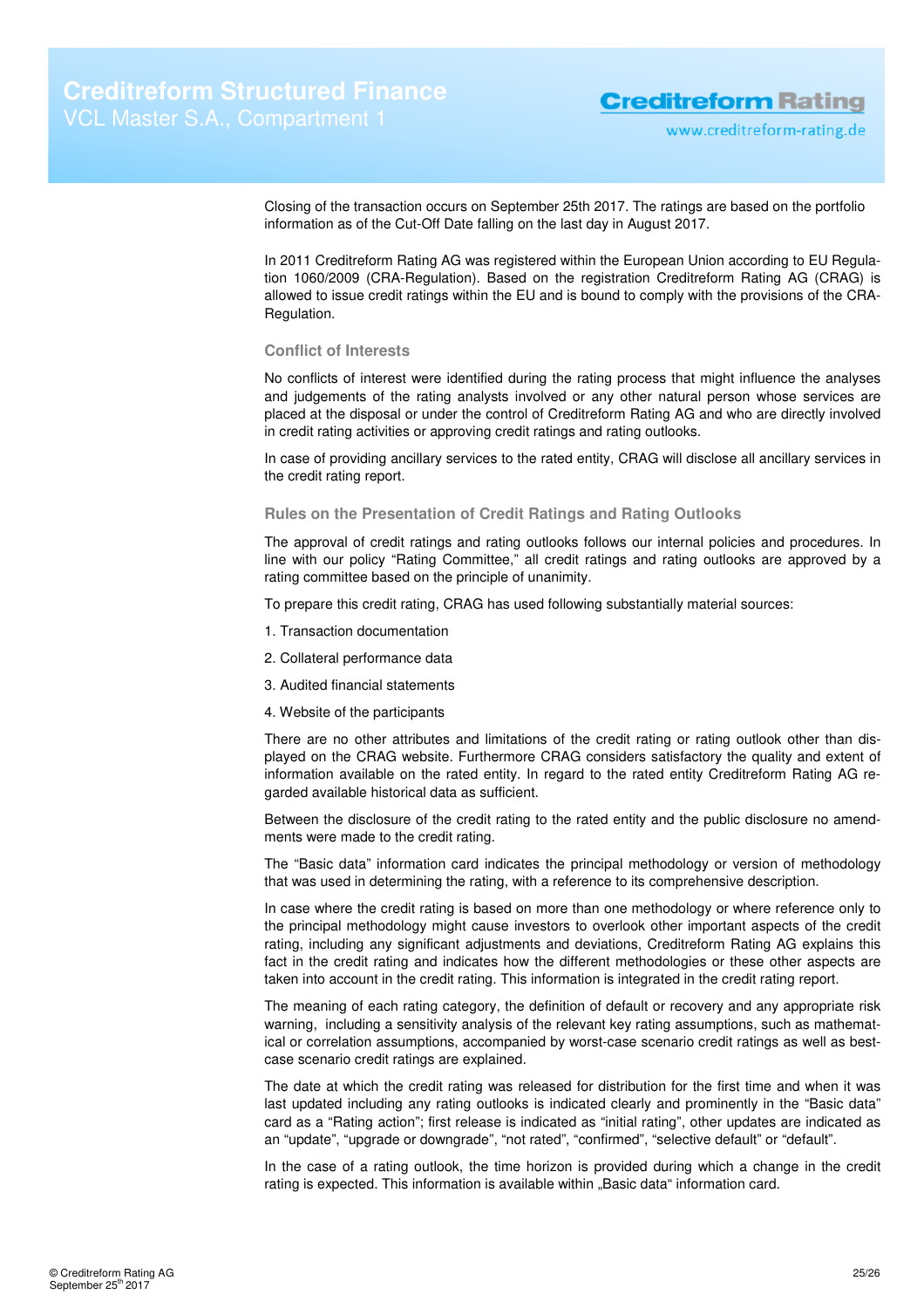Closing of the transaction occurs on September 25th 2017. The ratings are based on the portfolio information as of the Cut-Off Date falling on the last day in August 2017.

In 2011 Creditreform Rating AG was registered within the European Union according to EU Regulation 1060/2009 (CRA-Regulation). Based on the registration Creditreform Rating AG (CRAG) is allowed to issue credit ratings within the EU and is bound to comply with the provisions of the CRA-Regulation.

### Conflict of Interests

No conflicts of interest were identified during the rating process that might influence the analyses and judgements of the rating analysts involved or any other natural person whose services are placed at the disposal or under the control of Creditreform Rating AG and who are directly involved in credit rating activities or approving credit ratings and rating outlooks.

In case of providing ancillary services to the rated entity, CRAG will disclose all ancillary services in the credit rating report.

### Rules on the Presentation of Credit Ratings and Rating Outlooks

The approval of credit ratings and rating outlooks follows our internal policies and procedures. In line with our policy "Rating Committee," all credit ratings and rating outlooks are approved by a rating committee based on the principle of unanimity.

To prepare this credit rating, CRAG has used following substantially material sources:

1. Transaction documentation
2. Collateral performance data
3. Audited financial statements
4. Website of the participants

There are no other attributes and limitations of the credit rating or rating outlook other than displayed on the CRAG website. Furthermore CRAG considers satisfactory the quality and extent of information available on the rated entity. In regard to the rated entity Creditreform Rating AG regarded available historical data as sufficient.

Between the disclosure of the credit rating to the rated entity and the public disclosure no amendments were made to the credit rating.

The "Basic data" information card indicates the principal methodology or version of methodology that was used in determining the rating, with a reference to its comprehensive description.

In case where the credit rating is based on more than one methodology or where reference only to the principal methodology might cause investors to overlook other important aspects of the credit rating, including any significant adjustments and deviations, Creditreform Rating AG explains this fact in the credit rating and indicates how the different methodologies or these other aspects are taken into account in the credit rating. This information is integrated in the credit rating report.

The meaning of each rating category, the definition of default or recovery and any appropriate risk warning, including a sensitivity analysis of the relevant key rating assumptions, such as mathematical or correlation assumptions, accompanied by worst-case scenario credit ratings as well as best-case scenario credit ratings are explained.

The date at which the credit rating was released for distribution for the first time and when it was last updated including any rating outlooks is indicated clearly and prominently in the "Basic data" card as a "Rating action"; first release is indicated as "initial rating", other updates are indicated as an "update", "upgrade or downgrade", "not rated", "confirmed", "selective default" or "default".

In the case of a rating outlook, the time horizon is provided during which a change in the credit rating is expected. This information is available within „Basic data" information card.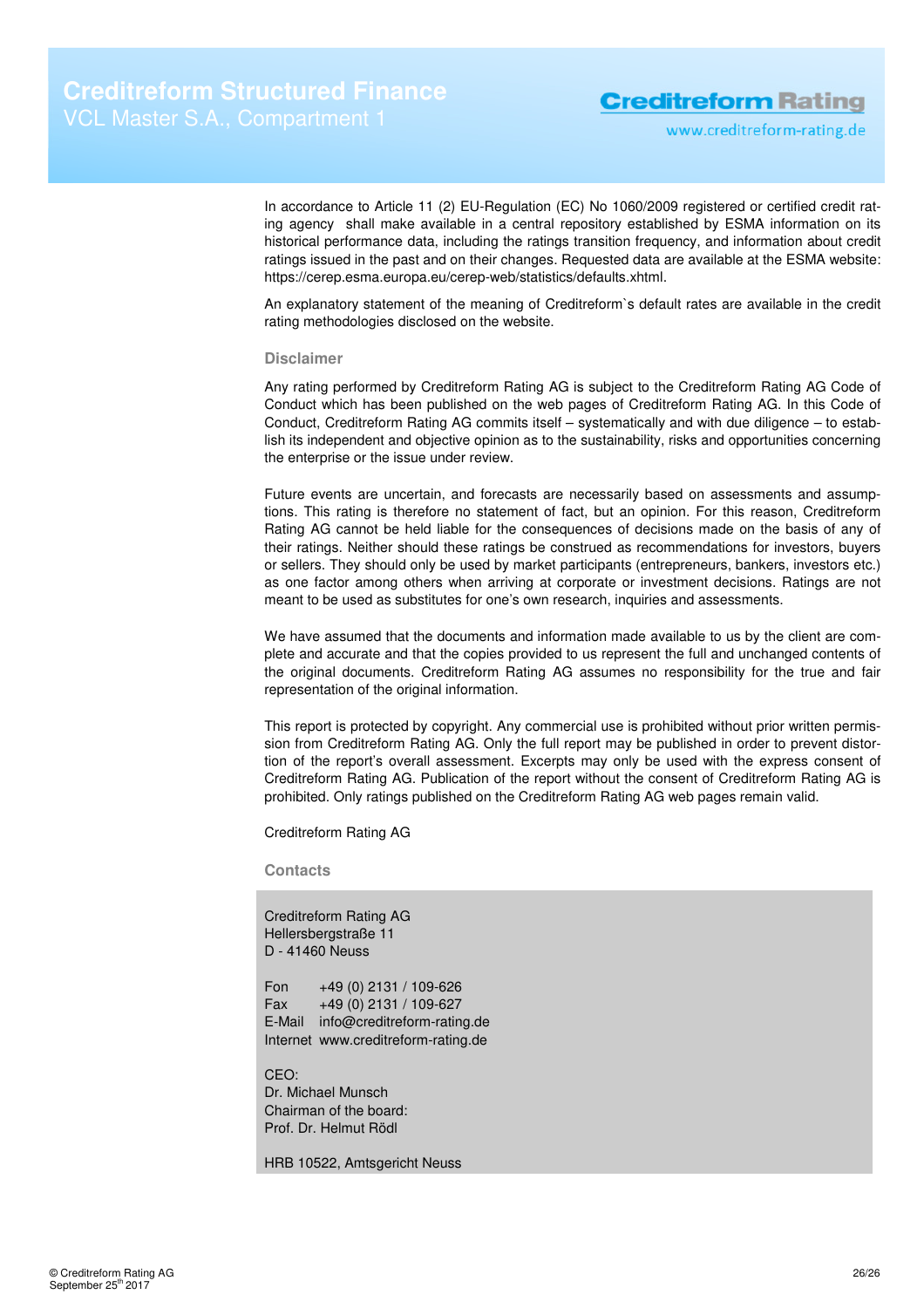In accordance to Article 11 (2) EU-Regulation (EC) No 1060/2009 registered or certified credit rating agency shall make available in a central repository established by ESMA information on its historical performance data, including the ratings transition frequency, and information about credit ratings issued in the past and on their changes. Requested data are available at the ESMA website: https://cerep.esma.europa.eu/cerep-web/statistics/defaults.xhtml.

An explanatory statement of the meaning of Creditreform`s default rates are available in the credit rating methodologies disclosed on the website.

### Disclaimer

Any rating performed by Creditreform Rating AG is subject to the Creditreform Rating AG Code of Conduct which has been published on the web pages of Creditreform Rating AG. In this Code of Conduct, Creditreform Rating AG commits itself – systematically and with due diligence – to establish its independent and objective opinion as to the sustainability, risks and opportunities concerning the enterprise or the issue under review.

Future events are uncertain, and forecasts are necessarily based on assessments and assumptions. This rating is therefore no statement of fact, but an opinion. For this reason, Creditreform Rating AG cannot be held liable for the consequences of decisions made on the basis of any of their ratings. Neither should these ratings be construed as recommendations for investors, buyers or sellers. They should only be used by market participants (entrepreneurs, bankers, investors etc.) as one factor among others when arriving at corporate or investment decisions. Ratings are not meant to be used as substitutes for one's own research, inquiries and assessments.

We have assumed that the documents and information made available to us by the client are complete and accurate and that the copies provided to us represent the full and unchanged contents of the original documents. Creditreform Rating AG assumes no responsibility for the true and fair representation of the original information.

This report is protected by copyright. Any commercial use is prohibited without prior written permission from Creditreform Rating AG. Only the full report may be published in order to prevent distortion of the report's overall assessment. Excerpts may only be used with the express consent of Creditreform Rating AG. Publication of the report without the consent of Creditreform Rating AG is prohibited. Only ratings published on the Creditreform Rating AG web pages remain valid.

Creditreform Rating AG

### Contacts

Creditreform Rating AG
Hellersbergstraße 11
D - 41460 Neuss

Fon +49 (0) 2131 / 109-626
Fax +49 (0) 2131 / 109-627
E-Mail info@creditreform-rating.de
Internet www.creditreform-rating.de

CEO:
Dr. Michael Munsch
Chairman of the board:
Prof. Dr. Helmut Rödl

HRB 10522, Amtsgericht Neuss